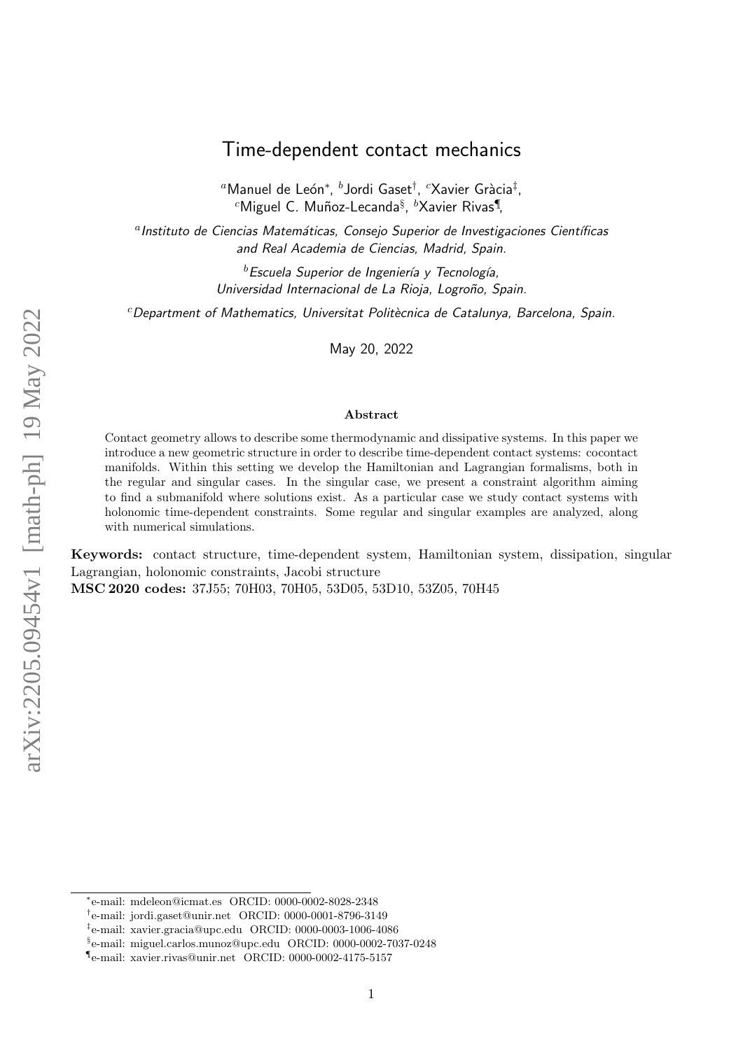# Time-dependent contact mechanics

[a]Manuel de León[*], [b]Jordi Gaset[†], [c]Xavier Gràcia[‡],
[c]Miguel C. Muñoz-Lecanda[§], [b]Xavier Rivas[¶],

[a]*Instituto de Ciencias Matemáticas, Consejo Superior de Investigaciones Científicas and Real Academia de Ciencias, Madrid, Spain.*

[b]*Escuela Superior de Ingeniería y Tecnología, Universidad Internacional de La Rioja, Logroño, Spain.*

[c]*Department of Mathematics, Universitat Politècnica de Catalunya, Barcelona, Spain.*

May 20, 2022

**Abstract**

Contact geometry allows to describe some thermodynamic and dissipative systems. In this paper we introduce a new geometric structure in order to describe time-dependent contact systems: cocontact manifolds. Within this setting we develop the Hamiltonian and Lagrangian formalisms, both in the regular and singular cases. In the singular case, we present a constraint algorithm aiming to find a submanifold where solutions exist. As a particular case we study contact systems with holonomic time-dependent constraints. Some regular and singular examples are analyzed, along with numerical simulations.

**Keywords:** contact structure, time-dependent system, Hamiltonian system, dissipation, singular Lagrangian, holonomic constraints, Jacobi structure

**MSC 2020 codes:** 37J55; 70H03, 70H05, 53D05, 53D10, 53Z05, 70H45

---

[*]e-mail: mdeleon@icmat.es ORCID: 0000-0002-8028-2348

[†]e-mail: jordi.gaset@unir.net ORCID: 0000-0001-8796-3149

[‡]e-mail: xavier.gracia@upc.edu ORCID: 0000-0003-1006-4086

[§]e-mail: miguel.carlos.munoz@upc.edu ORCID: 0000-0002-7037-0248

[¶]e-mail: xavier.rivas@unir.net ORCID: 0000-0002-4175-5157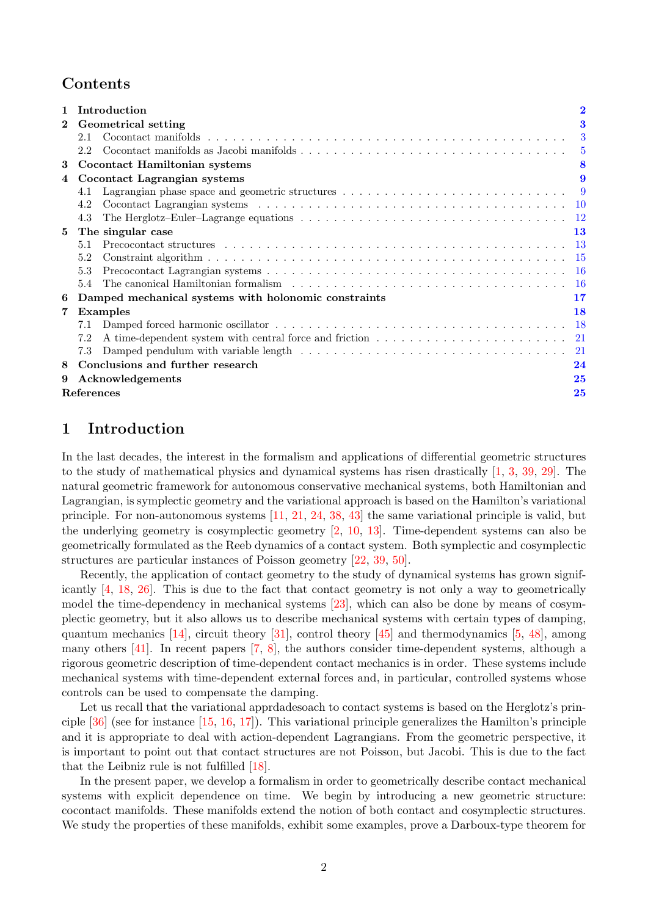# Contents

| | | |
|---|---|---|
| **1** | **Introduction** | **2** |
| **2** | **Geometrical setting** | **3** |
| 2.1 | Cocontact manifolds | 3 |
| 2.2 | Cocontact manifolds as Jacobi manifolds | 5 |
| **3** | **Cocontact Hamiltonian systems** | **8** |
| **4** | **Cocontact Lagrangian systems** | **9** |
| 4.1 | Lagrangian phase space and geometric structures | 9 |
| 4.2 | Cocontact Lagrangian systems | 10 |
| 4.3 | The Herglotz–Euler–Lagrange equations | 12 |
| **5** | **The singular case** | **13** |
| 5.1 | Precocontact structures | 13 |
| 5.2 | Constraint algorithm | 15 |
| 5.3 | Precocontact Lagrangian systems | 16 |
| 5.4 | The canonical Hamiltonian formalism | 16 |
| **6** | **Damped mechanical systems with holonomic constraints** | **17** |
| **7** | **Examples** | **18** |
| 7.1 | Damped forced harmonic oscillator | 18 |
| 7.2 | A time-dependent system with central force and friction | 21 |
| 7.3 | Damped pendulum with variable length | 21 |
| **8** | **Conclusions and further research** | **24** |
| **9** | **Acknowledgements** | **25** |
| | **References** | **25** |

# 1 Introduction

In the last decades, the interest in the formalism and applications of differential geometric structures to the study of mathematical physics and dynamical systems has risen drastically [1, 3, 39, 29]. The natural geometric framework for autonomous conservative mechanical systems, both Hamiltonian and Lagrangian, is symplectic geometry and the variational approach is based on the Hamilton's variational principle. For non-autonomous systems [11, 21, 24, 38, 43] the same variational principle is valid, but the underlying geometry is cosymplectic geometry [2, 10, 13]. Time-dependent systems can also be geometrically formulated as the Reeb dynamics of a contact system. Both symplectic and cosymplectic structures are particular instances of Poisson geometry [22, 39, 50].

Recently, the application of contact geometry to the study of dynamical systems has grown significantly [4, 18, 26]. This is due to the fact that contact geometry is not only a way to geometrically model the time-dependency in mechanical systems [23], which can also be done by means of cosymplectic geometry, but it also allows us to describe mechanical systems with certain types of damping, quantum mechanics [14], circuit theory [31], control theory [45] and thermodynamics [5, 48], among many others [41]. In recent papers [7, 8], the authors consider time-dependent systems, although a rigorous geometric description of time-dependent contact mechanics is in order. These systems include mechanical systems with time-dependent external forces and, in particular, controlled systems whose controls can be used to compensate the damping.

Let us recall that the variational apprdadesoach to contact systems is based on the Herglotz's principle [36] (see for instance [15, 16, 17]). This variational principle generalizes the Hamilton's principle and it is appropriate to deal with action-dependent Lagrangians. From the geometric perspective, it is important to point out that contact structures are not Poisson, but Jacobi. This is due to the fact that the Leibniz rule is not fulfilled [18].

In the present paper, we develop a formalism in order to geometrically describe contact mechanical systems with explicit dependence on time. We begin by introducing a new geometric structure: cocontact manifolds. These manifolds extend the notion of both contact and cosymplectic structures. We study the properties of these manifolds, exhibit some examples, prove a Darboux-type theorem for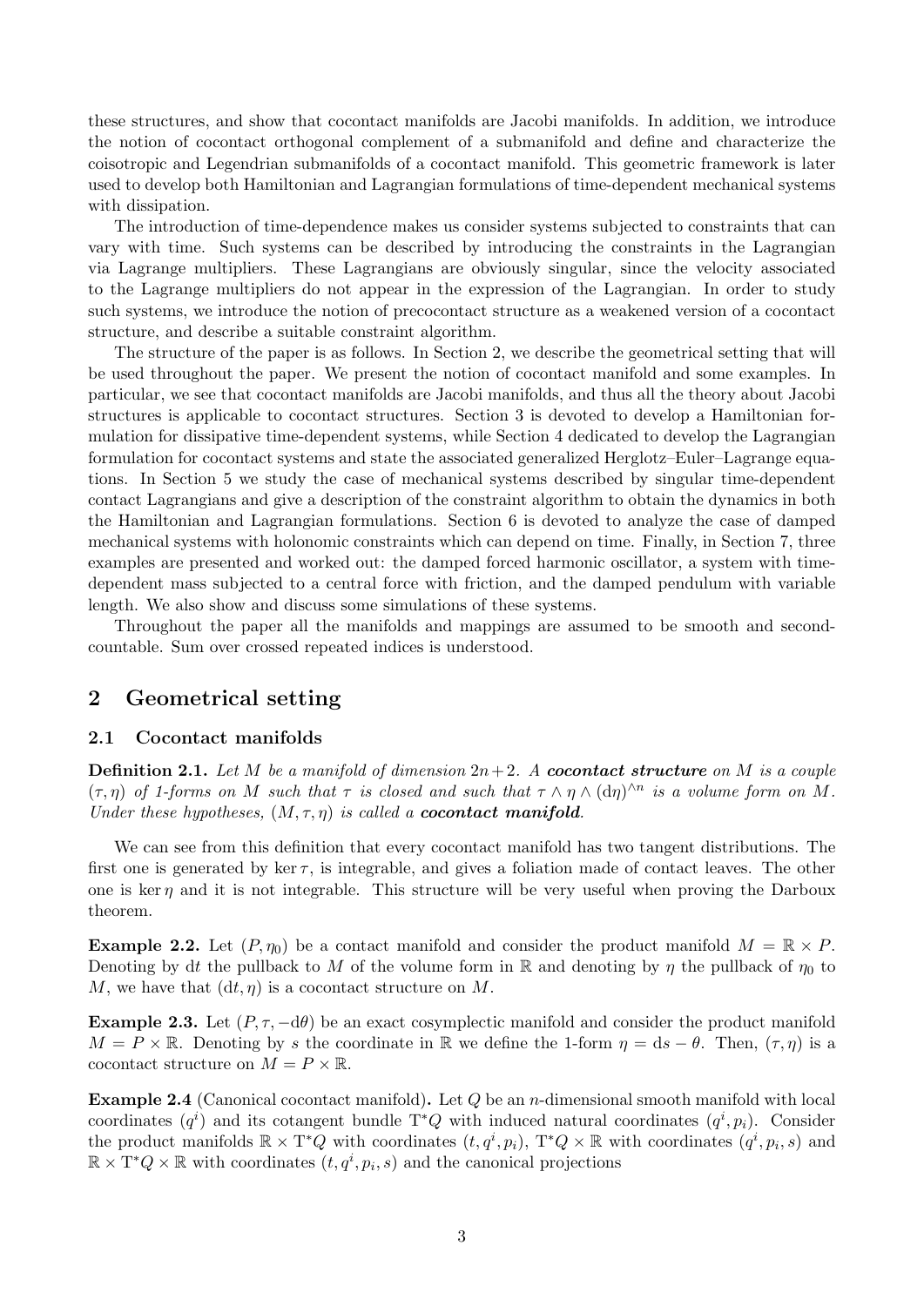these structures, and show that cocontact manifolds are Jacobi manifolds. In addition, we introduce the notion of cocontact orthogonal complement of a submanifold and define and characterize the coisotropic and Legendrian submanifolds of a cocontact manifold. This geometric framework is later used to develop both Hamiltonian and Lagrangian formulations of time-dependent mechanical systems with dissipation.

The introduction of time-dependence makes us consider systems subjected to constraints that can vary with time. Such systems can be described by introducing the constraints in the Lagrangian via Lagrange multipliers. These Lagrangians are obviously singular, since the velocity associated to the Lagrange multipliers do not appear in the expression of the Lagrangian. In order to study such systems, we introduce the notion of precocontact structure as a weakened version of a cocontact structure, and describe a suitable constraint algorithm.

The structure of the paper is as follows. In Section 2, we describe the geometrical setting that will be used throughout the paper. We present the notion of cocontact manifold and some examples. In particular, we see that cocontact manifolds are Jacobi manifolds, and thus all the theory about Jacobi structures is applicable to cocontact structures. Section 3 is devoted to develop a Hamiltonian formulation for dissipative time-dependent systems, while Section 4 dedicated to develop the Lagrangian formulation for cocontact systems and state the associated generalized Herglotz–Euler–Lagrange equations. In Section 5 we study the case of mechanical systems described by singular time-dependent contact Lagrangians and give a description of the constraint algorithm to obtain the dynamics in both the Hamiltonian and Lagrangian formulations. Section 6 is devoted to analyze the case of damped mechanical systems with holonomic constraints which can depend on time. Finally, in Section 7, three examples are presented and worked out: the damped forced harmonic oscillator, a system with time-dependent mass subjected to a central force with friction, and the damped pendulum with variable length. We also show and discuss some simulations of these systems.

Throughout the paper all the manifolds and mappings are assumed to be smooth and second-countable. Sum over crossed repeated indices is understood.

## 2 Geometrical setting

### 2.1 Cocontact manifolds

**Definition 2.1.** *Let $M$ be a manifold of dimension $2n+2$. A* ***cocontact structure*** *on $M$ is a couple $(\tau, \eta)$ of 1-forms on $M$ such that $\tau$ is closed and such that $\tau \wedge \eta \wedge (\mathrm{d}\eta)^{\wedge n}$ is a volume form on $M$. Under these hypotheses, $(M, \tau, \eta)$ is called a* ***cocontact manifold****.*

We can see from this definition that every cocontact manifold has two tangent distributions. The first one is generated by $\ker \tau$, is integrable, and gives a foliation made of contact leaves. The other one is $\ker \eta$ and it is not integrable. This structure will be very useful when proving the Darboux theorem.

**Example 2.2.** Let $(P, \eta_0)$ be a contact manifold and consider the product manifold $M = \mathbb{R} \times P$. Denoting by $\mathrm{d}t$ the pullback to $M$ of the volume form in $\mathbb{R}$ and denoting by $\eta$ the pullback of $\eta_0$ to $M$, we have that $(\mathrm{d}t, \eta)$ is a cocontact structure on $M$.

**Example 2.3.** Let $(P, \tau, -\mathrm{d}\theta)$ be an exact cosymplectic manifold and consider the product manifold $M = P \times \mathbb{R}$. Denoting by $s$ the coordinate in $\mathbb{R}$ we define the 1-form $\eta = \mathrm{d}s - \theta$. Then, $(\tau, \eta)$ is a cocontact structure on $M = P \times \mathbb{R}$.

**Example 2.4** (Canonical cocontact manifold)**.** Let $Q$ be an $n$-dimensional smooth manifold with local coordinates $(q^i)$ and its cotangent bundle $\mathrm{T}^*Q$ with induced natural coordinates $(q^i, p_i)$. Consider the product manifolds $\mathbb{R} \times \mathrm{T}^*Q$ with coordinates $(t, q^i, p_i)$, $\mathrm{T}^*Q \times \mathbb{R}$ with coordinates $(q^i, p_i, s)$ and $\mathbb{R} \times \mathrm{T}^*Q \times \mathbb{R}$ with coordinates $(t, q^i, p_i, s)$ and the canonical projections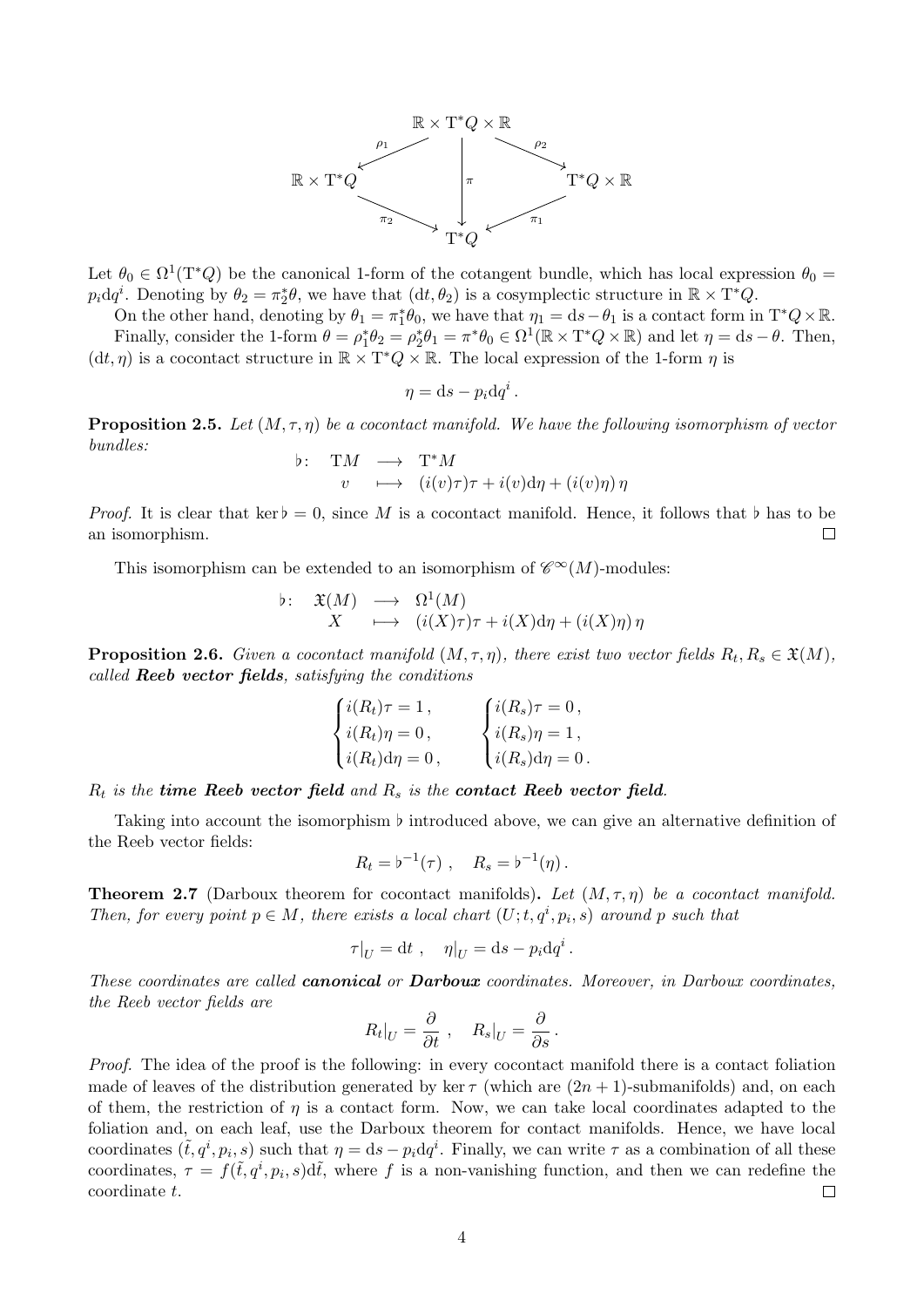$$
\begin{array}{ccccc}
 & & \mathbb{R}\times \mathrm{T}^*Q\times\mathbb{R} & & \\
 & \swarrow^{\rho_1} & \downarrow^{\pi} & \searrow^{\rho_2} & \\
\mathbb{R}\times \mathrm{T}^*Q & & & & \mathrm{T}^*Q\times\mathbb{R} \\
 & \searrow_{\pi_2} & & \swarrow_{\pi_1} & \\
 & & \mathrm{T}^*Q & &
\end{array}
$$

Let $\theta_0 \in \Omega^1(\mathrm{T}^*Q)$ be the canonical 1-form of the cotangent bundle, which has local expression $\theta_0 = p_i \mathrm{d}q^i$. Denoting by $\theta_2 = \pi_2^*\theta$, we have that $(\mathrm{d}t, \theta_2)$ is a cosymplectic structure in $\mathbb{R}\times \mathrm{T}^*Q$.

On the other hand, denoting by $\theta_1 = \pi_1^*\theta_0$, we have that $\eta_1 = \mathrm{d}s - \theta_1$ is a contact form in $\mathrm{T}^*Q\times\mathbb{R}$.

Finally, consider the 1-form $\theta = \rho_1^*\theta_2 = \rho_2^*\theta_1 = \pi^*\theta_0 \in \Omega^1(\mathbb{R}\times \mathrm{T}^*Q\times\mathbb{R})$ and let $\eta = \mathrm{d}s - \theta$. Then, $(\mathrm{d}t, \eta)$ is a cocontact structure in $\mathbb{R}\times \mathrm{T}^*Q\times\mathbb{R}$. The local expression of the 1-form $\eta$ is

$$
\eta = \mathrm{d}s - p_i \mathrm{d}q^i .
$$

**Proposition 2.5.** *Let $(M, \tau, \eta)$ be a cocontact manifold. We have the following isomorphism of vector bundles:*

$$
\begin{array}{rccl}
\flat\colon & \mathrm{T}M & \longrightarrow & \mathrm{T}^*M \\
 & v & \longmapsto & (i(v)\tau)\tau + i(v)\mathrm{d}\eta + (i(v)\eta)\,\eta
\end{array}
$$

*Proof.* It is clear that $\ker\flat = 0$, since $M$ is a cocontact manifold. Hence, it follows that $\flat$ has to be an isomorphism. $\square$

This isomorphism can be extended to an isomorphism of $\mathscr{C}^\infty(M)$-modules:

$$
\begin{array}{rccl}
\flat\colon & \mathfrak{X}(M) & \longrightarrow & \Omega^1(M) \\
 & X & \longmapsto & (i(X)\tau)\tau + i(X)\mathrm{d}\eta + (i(X)\eta)\,\eta
\end{array}
$$

**Proposition 2.6.** *Given a cocontact manifold $(M, \tau, \eta)$, there exist two vector fields $R_t, R_s \in \mathfrak{X}(M)$, called* ***Reeb vector fields****, satisfying the conditions*

$$
\begin{cases} i(R_t)\tau = 1\,, \\ i(R_t)\eta = 0\,, \\ i(R_t)\mathrm{d}\eta = 0\,, \end{cases}
\qquad
\begin{cases} i(R_s)\tau = 0\,, \\ i(R_s)\eta = 1\,, \\ i(R_s)\mathrm{d}\eta = 0\,. \end{cases}
$$

*$R_t$ is the* ***time Reeb vector field*** *and $R_s$ is the* ***contact Reeb vector field****.*

Taking into account the isomorphism $\flat$ introduced above, we can give an alternative definition of the Reeb vector fields:

$$
R_t = \flat^{-1}(\tau)\;, \quad R_s = \flat^{-1}(\eta)\,.
$$

**Theorem 2.7** (Darboux theorem for cocontact manifolds)**.** *Let $(M, \tau, \eta)$ be a cocontact manifold. Then, for every point $p \in M$, there exists a local chart $(U; t, q^i, p_i, s)$ around $p$ such that*

$$
\tau|_U = \mathrm{d}t\;, \quad \eta|_U = \mathrm{d}s - p_i\mathrm{d}q^i\,.
$$

*These coordinates are called* ***canonical*** *or* ***Darboux*** *coordinates. Moreover, in Darboux coordinates, the Reeb vector fields are*

$$
R_t|_U = \frac{\partial}{\partial t}\;, \quad R_s|_U = \frac{\partial}{\partial s}\,.
$$

*Proof.* The idea of the proof is the following: in every cocontact manifold there is a contact foliation made of leaves of the distribution generated by $\ker\tau$ (which are $(2n+1)$-submanifolds) and, on each of them, the restriction of $\eta$ is a contact form. Now, we can take local coordinates adapted to the foliation and, on each leaf, use the Darboux theorem for contact manifolds. Hence, we have local coordinates $(\tilde{t}, q^i, p_i, s)$ such that $\eta = \mathrm{d}s - p_i\mathrm{d}q^i$. Finally, we can write $\tau$ as a combination of all these coordinates, $\tau = f(\tilde{t}, q^i, p_i, s)\mathrm{d}\tilde{t}$, where $f$ is a non-vanishing function, and then we can redefine the coordinate $t$. $\square$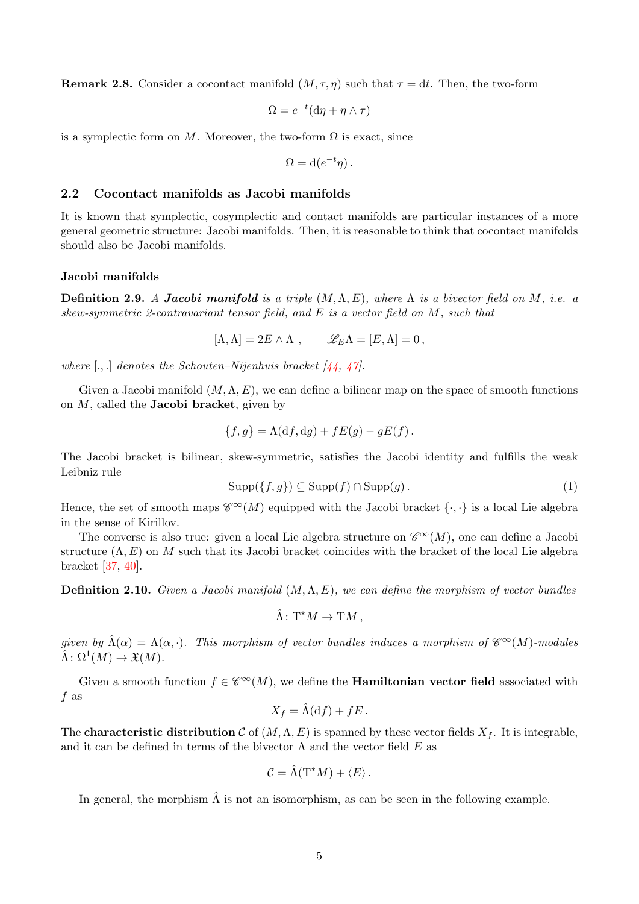**Remark 2.8.** Consider a cocontact manifold $(M, \tau, \eta)$ such that $\tau = \mathrm{d}t$. Then, the two-form

$$\Omega = e^{-t}(\mathrm{d}\eta + \eta \wedge \tau)$$

is a symplectic form on $M$. Moreover, the two-form $\Omega$ is exact, since

$$\Omega = \mathrm{d}(e^{-t}\eta)\,.$$

## 2.2 Cocontact manifolds as Jacobi manifolds

It is known that symplectic, cosymplectic and contact manifolds are particular instances of a more general geometric structure: Jacobi manifolds. Then, it is reasonable to think that cocontact manifolds should also be Jacobi manifolds.

### Jacobi manifolds

**Definition 2.9.** *A* ***Jacobi manifold*** *is a triple $(M, \Lambda, E)$, where $\Lambda$ is a bivector field on $M$, i.e. a skew-symmetric 2-contravariant tensor field, and $E$ is a vector field on $M$, such that*

$$[\Lambda, \Lambda] = 2E \wedge \Lambda\ , \qquad \mathscr{L}_E \Lambda = [E, \Lambda] = 0\,,$$

*where $[.,.]$ denotes the Schouten–Nijenhuis bracket [44, 47].*

Given a Jacobi manifold $(M, \Lambda, E)$, we can define a bilinear map on the space of smooth functions on $M$, called the **Jacobi bracket**, given by

$$\{f, g\} = \Lambda(\mathrm{d}f, \mathrm{d}g) + fE(g) - gE(f)\,.$$

The Jacobi bracket is bilinear, skew-symmetric, satisfies the Jacobi identity and fulfills the weak Leibniz rule

$$\mathrm{Supp}(\{f, g\}) \subseteq \mathrm{Supp}(f) \cap \mathrm{Supp}(g)\,. \tag{1}$$

Hence, the set of smooth maps $\mathscr{C}^\infty(M)$ equipped with the Jacobi bracket $\{\cdot, \cdot\}$ is a local Lie algebra in the sense of Kirillov.

The converse is also true: given a local Lie algebra structure on $\mathscr{C}^\infty(M)$, one can define a Jacobi structure $(\Lambda, E)$ on $M$ such that its Jacobi bracket coincides with the bracket of the local Lie algebra bracket [37, 40].

**Definition 2.10.** *Given a Jacobi manifold $(M, \Lambda, E)$, we can define the morphism of vector bundles*

$$\hat{\Lambda} \colon \mathrm{T}^*M \to \mathrm{T}M\,,$$

*given by $\hat{\Lambda}(\alpha) = \Lambda(\alpha, \cdot)$. This morphism of vector bundles induces a morphism of $\mathscr{C}^\infty(M)$-modules $\hat{\Lambda} \colon \Omega^1(M) \to \mathfrak{X}(M)$.*

Given a smooth function $f \in \mathscr{C}^\infty(M)$, we define the **Hamiltonian vector field** associated with $f$ as

$$X_f = \hat{\Lambda}(\mathrm{d}f) + fE\,.$$

The **characteristic distribution** $\mathcal{C}$ of $(M, \Lambda, E)$ is spanned by these vector fields $X_f$. It is integrable, and it can be defined in terms of the bivector $\Lambda$ and the vector field $E$ as

$$\mathcal{C} = \hat{\Lambda}(\mathrm{T}^*M) + \langle E \rangle\,.$$

In general, the morphism $\hat{\Lambda}$ is not an isomorphism, as can be seen in the following example.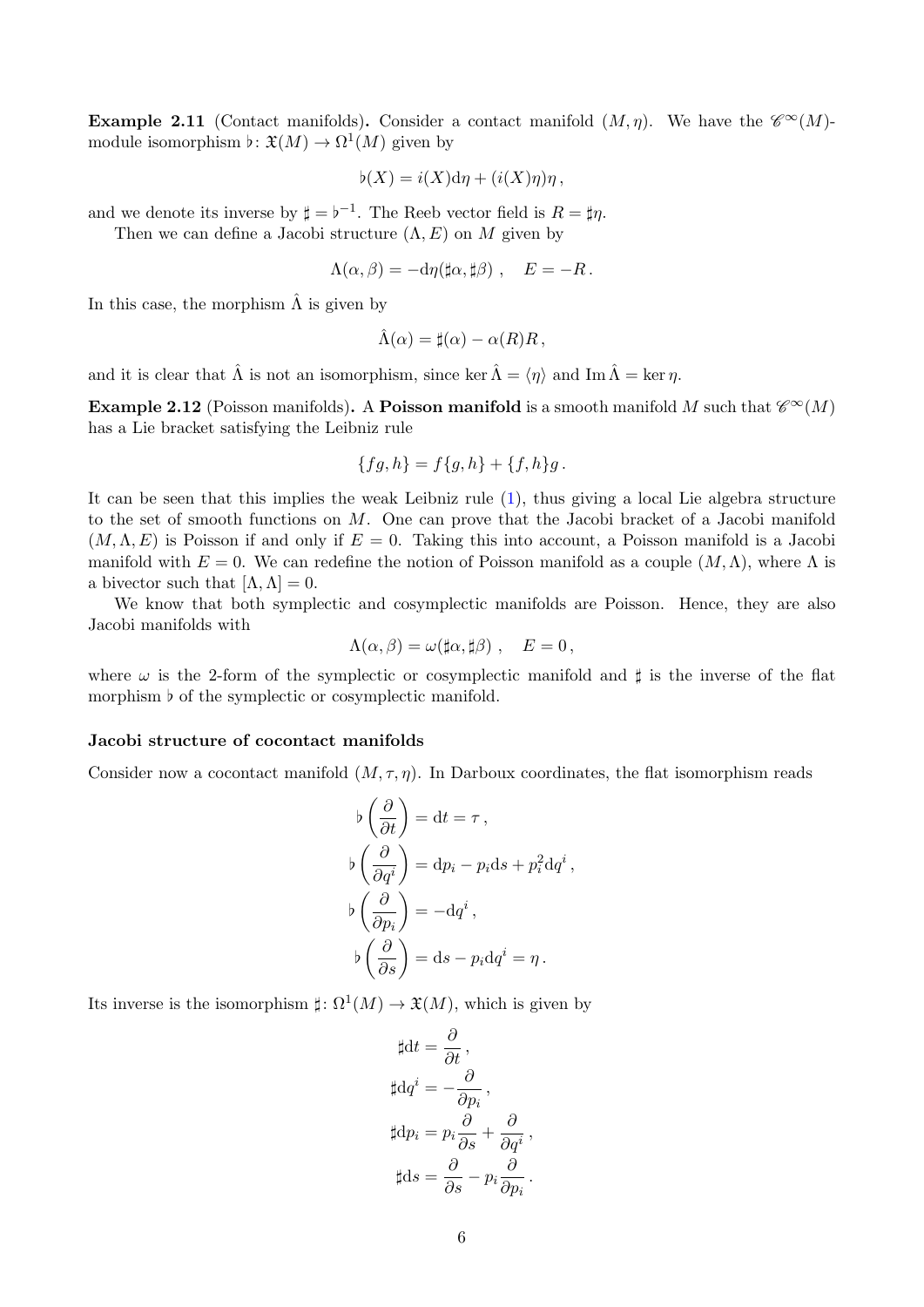**Example 2.11** (Contact manifolds)**.** Consider a contact manifold $(M, \eta)$. We have the $\mathscr{C}^\infty(M)$-module isomorphism $\flat\colon \mathfrak{X}(M) \to \Omega^1(M)$ given by

$$\flat(X) = i(X)\mathrm{d}\eta + (i(X)\eta)\eta\,,$$

and we denote its inverse by $\sharp = \flat^{-1}$. The Reeb vector field is $R = \sharp\eta$.

Then we can define a Jacobi structure $(\Lambda, E)$ on $M$ given by

$$\Lambda(\alpha, \beta) = -\mathrm{d}\eta(\sharp\alpha, \sharp\beta)\,, \quad E = -R\,.$$

In this case, the morphism $\hat{\Lambda}$ is given by

$$\hat{\Lambda}(\alpha) = \sharp(\alpha) - \alpha(R)R\,,$$

and it is clear that $\hat{\Lambda}$ is not an isomorphism, since $\ker \hat{\Lambda} = \langle \eta \rangle$ and $\operatorname{Im} \hat{\Lambda} = \ker \eta$.

**Example 2.12** (Poisson manifolds)**.** A **Poisson manifold** is a smooth manifold $M$ such that $\mathscr{C}^\infty(M)$ has a Lie bracket satisfying the Leibniz rule

$$\{fg, h\} = f\{g, h\} + \{f, h\}g\,.$$

It can be seen that this implies the weak Leibniz rule (1), thus giving a local Lie algebra structure to the set of smooth functions on $M$. One can prove that the Jacobi bracket of a Jacobi manifold $(M, \Lambda, E)$ is Poisson if and only if $E = 0$. Taking this into account, a Poisson manifold is a Jacobi manifold with $E = 0$. We can redefine the notion of Poisson manifold as a couple $(M, \Lambda)$, where $\Lambda$ is a bivector such that $[\Lambda, \Lambda] = 0$.

We know that both symplectic and cosymplectic manifolds are Poisson. Hence, they are also Jacobi manifolds with

$$\Lambda(\alpha, \beta) = \omega(\sharp\alpha, \sharp\beta)\,, \quad E = 0\,,$$

where $\omega$ is the 2-form of the symplectic or cosymplectic manifold and $\sharp$ is the inverse of the flat morphism $\flat$ of the symplectic or cosymplectic manifold.

#### Jacobi structure of cocontact manifolds

Consider now a cocontact manifold $(M, \tau, \eta)$. In Darboux coordinates, the flat isomorphism reads

$$\begin{aligned}
\flat\left(\frac{\partial}{\partial t}\right) &= \mathrm{d}t = \tau\,,\\
\flat\left(\frac{\partial}{\partial q^i}\right) &= \mathrm{d}p_i - p_i\mathrm{d}s + p_i^2\mathrm{d}q^i\,,\\
\flat\left(\frac{\partial}{\partial p_i}\right) &= -\mathrm{d}q^i\,,\\
\flat\left(\frac{\partial}{\partial s}\right) &= \mathrm{d}s - p_i\mathrm{d}q^i = \eta\,.
\end{aligned}$$

Its inverse is the isomorphism $\sharp\colon \Omega^1(M) \to \mathfrak{X}(M)$, which is given by

$$\begin{aligned}
\sharp\mathrm{d}t &= \frac{\partial}{\partial t}\,,\\
\sharp\mathrm{d}q^i &= -\frac{\partial}{\partial p_i}\,,\\
\sharp\mathrm{d}p_i &= p_i\frac{\partial}{\partial s} + \frac{\partial}{\partial q^i}\,,\\
\sharp\mathrm{d}s &= \frac{\partial}{\partial s} - p_i\frac{\partial}{\partial p_i}\,.
\end{aligned}$$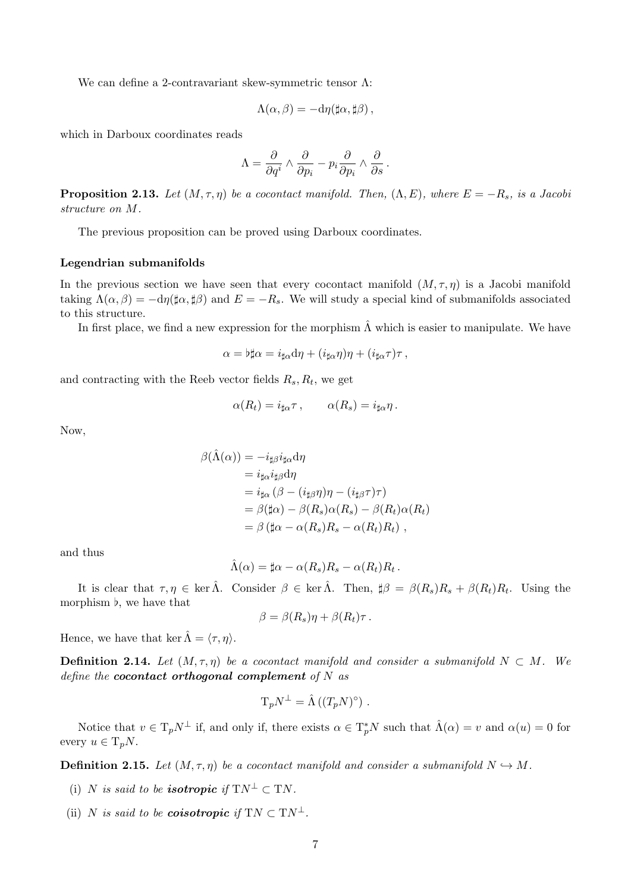We can define a 2-contravariant skew-symmetric tensor $\Lambda$:

$$\Lambda(\alpha, \beta) = -\mathrm{d}\eta(\sharp\alpha, \sharp\beta)\,,$$

which in Darboux coordinates reads

$$\Lambda = \frac{\partial}{\partial q^i} \wedge \frac{\partial}{\partial p_i} - p_i \frac{\partial}{\partial p_i} \wedge \frac{\partial}{\partial s}\,.$$

**Proposition 2.13.** *Let $(M, \tau, \eta)$ be a cocontact manifold. Then, $(\Lambda, E)$, where $E = -R_s$, is a Jacobi structure on $M$.*

The previous proposition can be proved using Darboux coordinates.

**Legendrian submanifolds**

In the previous section we have seen that every cocontact manifold $(M, \tau, \eta)$ is a Jacobi manifold taking $\Lambda(\alpha, \beta) = -\mathrm{d}\eta(\sharp\alpha, \sharp\beta)$ and $E = -R_s$. We will study a special kind of submanifolds associated to this structure.

In first place, we find a new expression for the morphism $\hat{\Lambda}$ which is easier to manipulate. We have

$$\alpha = \flat\sharp\alpha = i_{\sharp\alpha}\mathrm{d}\eta + (i_{\sharp\alpha}\eta)\eta + (i_{\sharp\alpha}\tau)\tau\,,$$

and contracting with the Reeb vector fields $R_s, R_t$, we get

$$\alpha(R_t) = i_{\sharp\alpha}\tau\,, \qquad \alpha(R_s) = i_{\sharp\alpha}\eta\,.$$

Now,

$$\begin{aligned}
\beta(\hat{\Lambda}(\alpha)) &= -i_{\sharp\beta} i_{\sharp\alpha}\mathrm{d}\eta \\
&= i_{\sharp\alpha} i_{\sharp\beta}\mathrm{d}\eta \\
&= i_{\sharp\alpha}\left(\beta - (i_{\sharp\beta}\eta)\eta - (i_{\sharp\beta}\tau)\tau\right) \\
&= \beta(\sharp\alpha) - \beta(R_s)\alpha(R_s) - \beta(R_t)\alpha(R_t) \\
&= \beta\left(\sharp\alpha - \alpha(R_s)R_s - \alpha(R_t)R_t\right)\,,
\end{aligned}$$

and thus

$$\hat{\Lambda}(\alpha) = \sharp\alpha - \alpha(R_s)R_s - \alpha(R_t)R_t\,.$$

It is clear that $\tau, \eta \in \ker\hat{\Lambda}$. Consider $\beta \in \ker\hat{\Lambda}$. Then, $\sharp\beta = \beta(R_s)R_s + \beta(R_t)R_t$. Using the morphism $\flat$, we have that

$$\beta = \beta(R_s)\eta + \beta(R_t)\tau\,.$$

Hence, we have that $\ker\hat{\Lambda} = \langle \tau, \eta\rangle$.

**Definition 2.14.** *Let $(M, \tau, \eta)$ be a cocontact manifold and consider a submanifold $N \subset M$. We define the **cocontact orthogonal complement** of $N$ as*

$$\mathrm{T}_p N^{\perp} = \hat{\Lambda}\left((T_p N)^{\circ}\right)\,.$$

Notice that $v \in \mathrm{T}_p N^{\perp}$ if, and only if, there exists $\alpha \in \mathrm{T}_p^* N$ such that $\hat{\Lambda}(\alpha) = v$ and $\alpha(u) = 0$ for every $u \in \mathrm{T}_p N$.

**Definition 2.15.** *Let $(M, \tau, \eta)$ be a cocontact manifold and consider a submanifold $N \hookrightarrow M$.*

(i) *$N$ is said to be **isotropic** if $\mathrm{T}N^{\perp} \subset \mathrm{T}N$.*

(ii) *$N$ is said to be **coisotropic** if $\mathrm{T}N \subset \mathrm{T}N^{\perp}$.*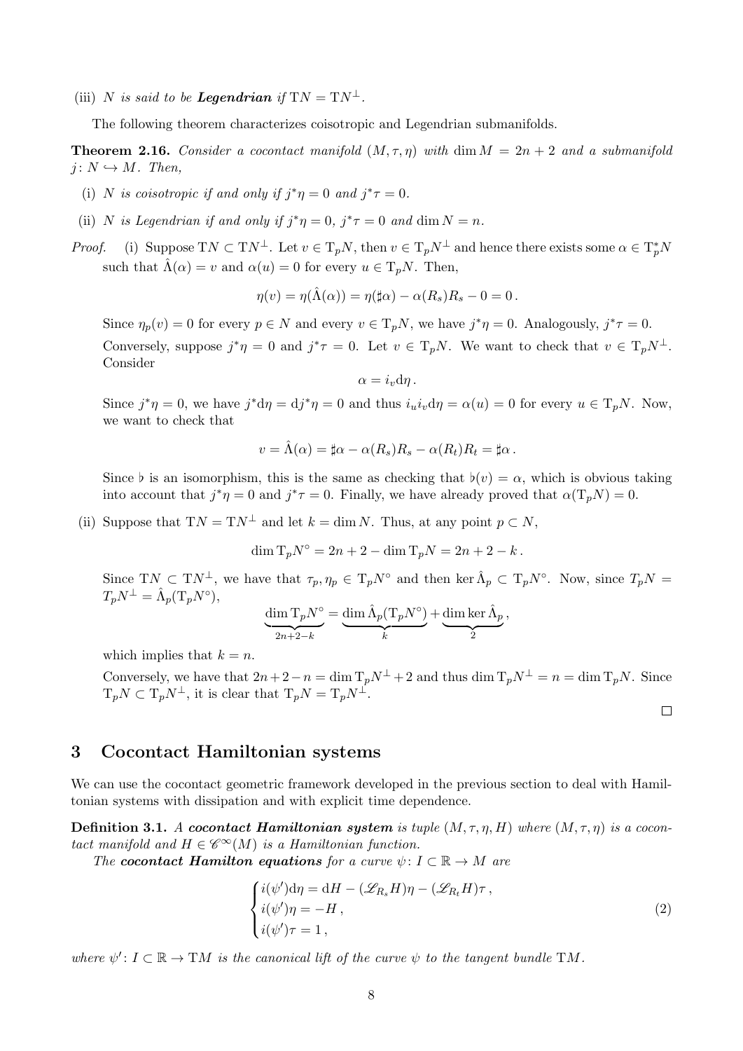(iii) *$N$ is said to be **Legendrian** if $\mathrm{T}N = \mathrm{T}N^\perp$.*

The following theorem characterizes coisotropic and Legendrian submanifolds.

**Theorem 2.16.** *Consider a cocontact manifold $(M, \tau, \eta)$ with $\dim M = 2n+2$ and a submanifold $j\colon N \hookrightarrow M$. Then,*

(i) *$N$ is coisotropic if and only if $j^*\eta = 0$ and $j^*\tau = 0$.*

(ii) *$N$ is Legendrian if and only if $j^*\eta = 0$, $j^*\tau = 0$ and $\dim N = n$.*

*Proof.* (i) Suppose $\mathrm{T}N \subset \mathrm{T}N^\perp$. Let $v \in \mathrm{T}_pN$, then $v \in \mathrm{T}_pN^\perp$ and hence there exists some $\alpha \in \mathrm{T}_p^*N$ such that $\hat\Lambda(\alpha) = v$ and $\alpha(u) = 0$ for every $u \in \mathrm{T}_pN$. Then,

$$\eta(v) = \eta(\hat\Lambda(\alpha)) = \eta(\sharp\alpha) - \alpha(R_s)R_s - 0 = 0\,.$$

Since $\eta_p(v) = 0$ for every $p \in N$ and every $v \in \mathrm{T}_pN$, we have $j^*\eta = 0$. Analogously, $j^*\tau = 0$.

Conversely, suppose $j^*\eta = 0$ and $j^*\tau = 0$. Let $v \in \mathrm{T}_pN$. We want to check that $v \in \mathrm{T}_pN^\perp$. Consider

$$\alpha = i_v \mathrm{d}\eta\,.$$

Since $j^*\eta = 0$, we have $j^*\mathrm{d}\eta = \mathrm{d}j^*\eta = 0$ and thus $i_u i_v \mathrm{d}\eta = \alpha(u) = 0$ for every $u \in \mathrm{T}_pN$. Now, we want to check that

$$v = \hat\Lambda(\alpha) = \sharp\alpha - \alpha(R_s)R_s - \alpha(R_t)R_t = \sharp\alpha\,.$$

Since $\flat$ is an isomorphism, this is the same as checking that $\flat(v) = \alpha$, which is obvious taking into account that $j^*\eta = 0$ and $j^*\tau = 0$. Finally, we have already proved that $\alpha(\mathrm{T}_pN) = 0$.

(ii) Suppose that $\mathrm{T}N = \mathrm{T}N^\perp$ and let $k = \dim N$. Thus, at any point $p \subset N$,

$$\dim \mathrm{T}_pN^\circ = 2n + 2 - \dim \mathrm{T}_pN = 2n + 2 - k\,.$$

Since $\mathrm{T}N \subset \mathrm{T}N^\perp$, we have that $\tau_p, \eta_p \in \mathrm{T}_pN^\circ$ and then $\ker\hat\Lambda_p \subset \mathrm{T}_pN^\circ$. Now, since $T_pN = T_pN^\perp = \hat\Lambda_p(\mathrm{T}_pN^\circ)$,

$$\underbrace{\dim \mathrm{T}_pN^\circ}_{2n+2-k} = \underbrace{\dim \hat\Lambda_p(\mathrm{T}_pN^\circ)}_{k} + \underbrace{\dim\ker\hat\Lambda_p}_{2}\,,$$

which implies that $k = n$.

Conversely, we have that $2n + 2 - n = \dim \mathrm{T}_pN^\perp + 2$ and thus $\dim \mathrm{T}_pN^\perp = n = \dim \mathrm{T}_pN$. Since $\mathrm{T}_pN \subset \mathrm{T}_pN^\perp$, it is clear that $\mathrm{T}_pN = \mathrm{T}_pN^\perp$.

□

## 3 Cocontact Hamiltonian systems

We can use the cocontact geometric framework developed in the previous section to deal with Hamiltonian systems with dissipation and with explicit time dependence.

**Definition 3.1.** *A **cocontact Hamiltonian system** is tuple $(M, \tau, \eta, H)$ where $(M, \tau, \eta)$ is a cocontact manifold and $H \in \mathscr{C}^\infty(M)$ is a Hamiltonian function.*

*The **cocontact Hamilton equations** for a curve $\psi\colon I \subset \mathbb{R} \to M$ are*

$$\begin{cases} i(\psi')\mathrm{d}\eta = \mathrm{d}H - (\mathscr{L}_{R_s}H)\eta - (\mathscr{L}_{R_t}H)\tau\,, \\ i(\psi')\eta = -H\,, \\ i(\psi')\tau = 1\,, \end{cases} \tag{2}$$

*where $\psi'\colon I \subset \mathbb{R} \to \mathrm{T}M$ is the canonical lift of the curve $\psi$ to the tangent bundle $\mathrm{T}M$.*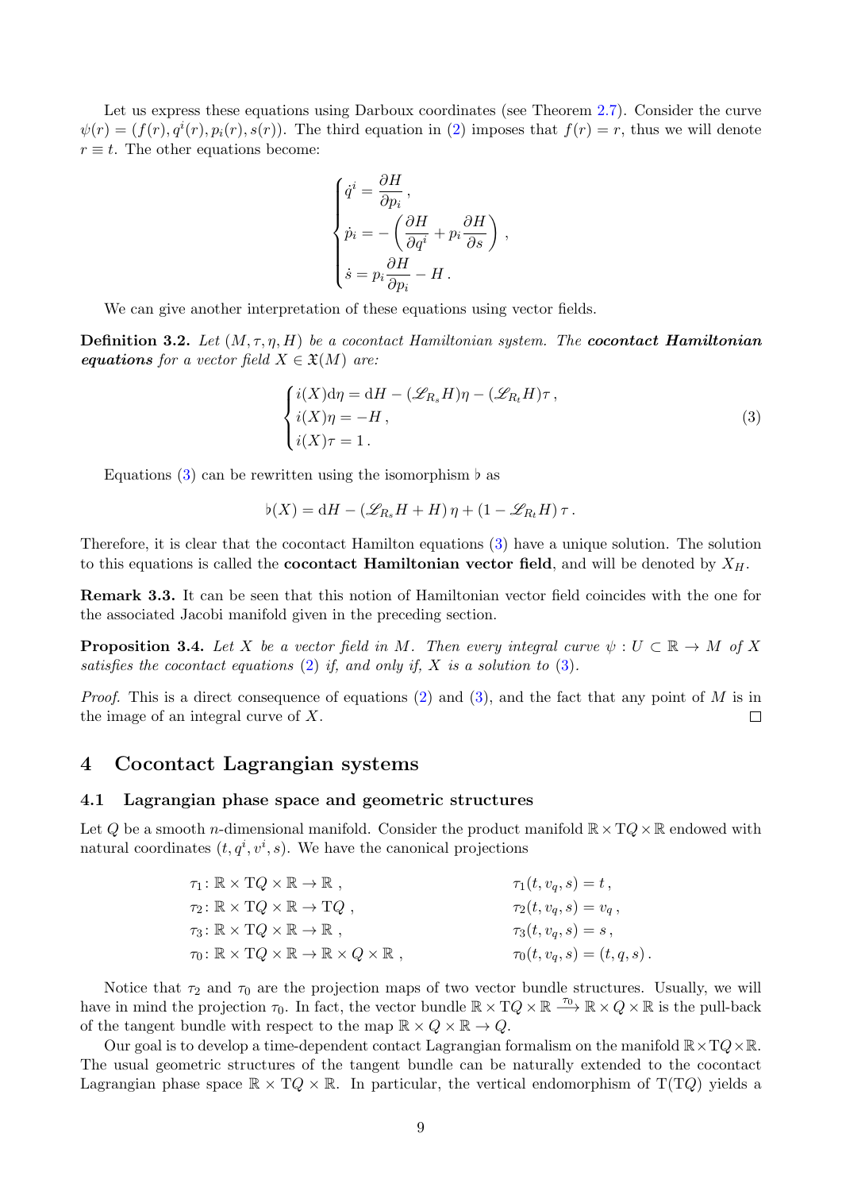Let us express these equations using Darboux coordinates (see Theorem 2.7). Consider the curve $\psi(r) = (f(r), q^i(r), p_i(r), s(r))$. The third equation in (2) imposes that $f(r) = r$, thus we will denote $r \equiv t$. The other equations become:

$$
\begin{cases}
\dot{q}^i = \dfrac{\partial H}{\partial p_i}\,, \\[2mm]
\dot{p}_i = -\left(\dfrac{\partial H}{\partial q^i} + p_i \dfrac{\partial H}{\partial s}\right)\,, \\[2mm]
\dot{s} = p_i \dfrac{\partial H}{\partial p_i} - H\,.
\end{cases}
$$

We can give another interpretation of these equations using vector fields.

**Definition 3.2.** *Let $(M, \tau, \eta, H)$ be a cocontact Hamiltonian system. The* ***cocontact Hamiltonian equations*** *for a vector field $X \in \mathfrak{X}(M)$ are:*

$$
\begin{cases}
i(X)\mathrm{d}\eta = \mathrm{d}H - (\mathscr{L}_{R_s} H)\eta - (\mathscr{L}_{R_t} H)\tau\,, \\
i(X)\eta = -H\,, \\
i(X)\tau = 1\,.
\end{cases}
\tag{3}
$$

Equations (3) can be rewritten using the isomorphism $\flat$ as

$$
\flat(X) = \mathrm{d}H - (\mathscr{L}_{R_s} H + H)\,\eta + (1 - \mathscr{L}_{R_t} H)\,\tau\,.
$$

Therefore, it is clear that the cocontact Hamilton equations (3) have a unique solution. The solution to this equations is called the **cocontact Hamiltonian vector field**, and will be denoted by $X_H$.

**Remark 3.3.** It can be seen that this notion of Hamiltonian vector field coincides with the one for the associated Jacobi manifold given in the preceding section.

**Proposition 3.4.** *Let $X$ be a vector field in $M$. Then every integral curve $\psi : U \subset \mathbb{R} \to M$ of $X$ satisfies the cocontact equations (2) if, and only if, $X$ is a solution to (3).*

*Proof.* This is a direct consequence of equations (2) and (3), and the fact that any point of $M$ is in the image of an integral curve of $X$. ∎

# 4 Cocontact Lagrangian systems

## 4.1 Lagrangian phase space and geometric structures

Let $Q$ be a smooth $n$-dimensional manifold. Consider the product manifold $\mathbb{R} \times \mathrm{T}Q \times \mathbb{R}$ endowed with natural coordinates $(t, q^i, v^i, s)$. We have the canonical projections

$$
\begin{aligned}
&\tau_1 \colon \mathbb{R} \times \mathrm{T}Q \times \mathbb{R} \to \mathbb{R}\,, && \tau_1(t, v_q, s) = t\,, \\
&\tau_2 \colon \mathbb{R} \times \mathrm{T}Q \times \mathbb{R} \to \mathrm{T}Q\,, && \tau_2(t, v_q, s) = v_q\,, \\
&\tau_3 \colon \mathbb{R} \times \mathrm{T}Q \times \mathbb{R} \to \mathbb{R}\,, && \tau_3(t, v_q, s) = s\,, \\
&\tau_0 \colon \mathbb{R} \times \mathrm{T}Q \times \mathbb{R} \to \mathbb{R} \times Q \times \mathbb{R}\,, && \tau_0(t, v_q, s) = (t, q, s)\,.
\end{aligned}
$$

Notice that $\tau_2$ and $\tau_0$ are the projection maps of two vector bundle structures. Usually, we will have in mind the projection $\tau_0$. In fact, the vector bundle $\mathbb{R} \times \mathrm{T}Q \times \mathbb{R} \xrightarrow{\tau_0} \mathbb{R} \times Q \times \mathbb{R}$ is the pull-back of the tangent bundle with respect to the map $\mathbb{R} \times Q \times \mathbb{R} \to Q$.

Our goal is to develop a time-dependent contact Lagrangian formalism on the manifold $\mathbb{R} \times \mathrm{T}Q \times \mathbb{R}$. The usual geometric structures of the tangent bundle can be naturally extended to the cocontact Lagrangian phase space $\mathbb{R} \times \mathrm{T}Q \times \mathbb{R}$. In particular, the vertical endomorphism of $\mathrm{T}(\mathrm{T}Q)$ yields a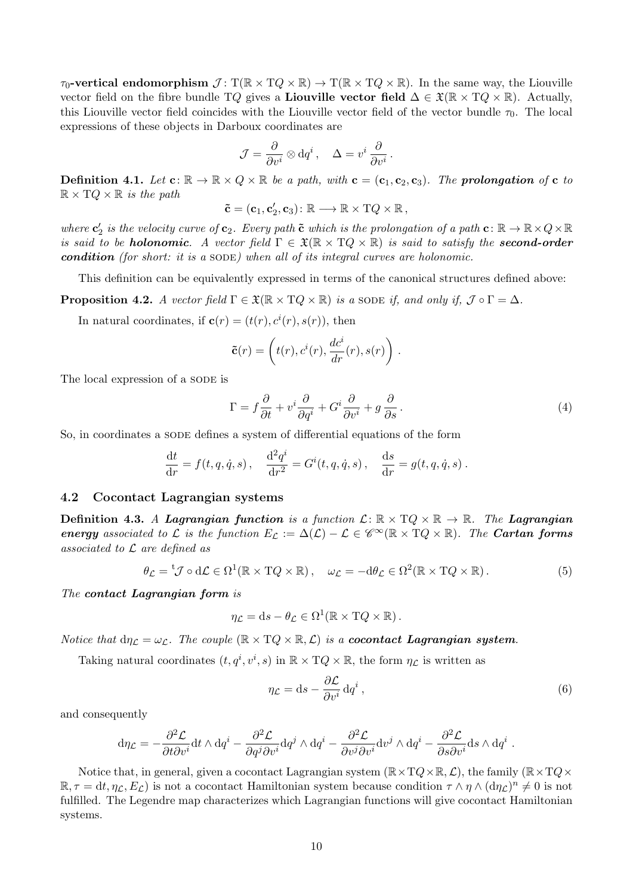$\tau_0$**-vertical endomorphism** $\mathcal{J}\colon \mathrm{T}(\mathbb{R}\times\mathrm{T}Q\times\mathbb{R})\to\mathrm{T}(\mathbb{R}\times\mathrm{T}Q\times\mathbb{R})$. In the same way, the Liouville vector field on the fibre bundle $\mathrm{T}Q$ gives a **Liouville vector field** $\Delta\in\mathfrak{X}(\mathbb{R}\times\mathrm{T}Q\times\mathbb{R})$. Actually, this Liouville vector field coincides with the Liouville vector field of the vector bundle $\tau_0$. The local expressions of these objects in Darboux coordinates are

$$
\mathcal{J}=\frac{\partial}{\partial v^i}\otimes \mathrm{d}q^i\,,\quad \Delta=v^i\,\frac{\partial}{\partial v^i}\,.
$$

**Definition 4.1.** *Let $\mathbf{c}\colon\mathbb{R}\to\mathbb{R}\times Q\times\mathbb{R}$ be a path, with $\mathbf{c}=(\mathbf{c}_1,\mathbf{c}_2,\mathbf{c}_3)$. The **prolongation** of $\mathbf{c}$ to $\mathbb{R}\times\mathrm{T}Q\times\mathbb{R}$ is the path*

$$
\tilde{\mathbf{c}}=(\mathbf{c}_1,\mathbf{c}_2',\mathbf{c}_3)\colon\mathbb{R}\longrightarrow\mathbb{R}\times\mathrm{T}Q\times\mathbb{R}\,,
$$

*where $\mathbf{c}_2'$ is the velocity curve of $\mathbf{c}_2$. Every path $\tilde{\mathbf{c}}$ which is the prolongation of a path $\mathbf{c}\colon\mathbb{R}\to\mathbb{R}\times Q\times\mathbb{R}$ is said to be **holonomic**. A vector field $\Gamma\in\mathfrak{X}(\mathbb{R}\times\mathrm{T}Q\times\mathbb{R})$ is said to satisfy the **second-order condition** (for short: it is a* SODE*) when all of its integral curves are holonomic.*

This definition can be equivalently expressed in terms of the canonical structures defined above:

**Proposition 4.2.** *A vector field $\Gamma\in\mathfrak{X}(\mathbb{R}\times\mathrm{T}Q\times\mathbb{R})$ is a* SODE *if, and only if, $\mathcal{J}\circ\Gamma=\Delta$.*

In natural coordinates, if $\mathbf{c}(r)=(t(r),c^i(r),s(r))$, then

$$
\tilde{\mathbf{c}}(r)=\left(t(r),c^i(r),\frac{dc^i}{dr}(r),s(r)\right)\,.
$$

The local expression of a SODE is

$$
\Gamma=f\frac{\partial}{\partial t}+v^i\frac{\partial}{\partial q^i}+G^i\frac{\partial}{\partial v^i}+g\,\frac{\partial}{\partial s}\,. \tag{4}
$$

So, in coordinates a SODE defines a system of differential equations of the form

$$
\frac{\mathrm{d}t}{\mathrm{d}r}=f(t,q,\dot{q},s)\,,\quad \frac{\mathrm{d}^2q^i}{\mathrm{d}r^2}=G^i(t,q,\dot{q},s)\,,\quad \frac{\mathrm{d}s}{\mathrm{d}r}=g(t,q,\dot{q},s)\,.
$$

### 4.2 Cocontact Lagrangian systems

**Definition 4.3.** *A **Lagrangian function** is a function $\mathcal{L}\colon\mathbb{R}\times\mathrm{T}Q\times\mathbb{R}\to\mathbb{R}$. The **Lagrangian energy** associated to $\mathcal{L}$ is the function $E_{\mathcal{L}}:=\Delta(\mathcal{L})-\mathcal{L}\in\mathscr{C}^\infty(\mathbb{R}\times\mathrm{T}Q\times\mathbb{R})$. The **Cartan forms** associated to $\mathcal{L}$ are defined as*

$$
\theta_{\mathcal{L}}={}^{\mathrm{t}}\mathcal{J}\circ\mathrm{d}\mathcal{L}\in\Omega^1(\mathbb{R}\times\mathrm{T}Q\times\mathbb{R})\,,\quad \omega_{\mathcal{L}}=-\mathrm{d}\theta_{\mathcal{L}}\in\Omega^2(\mathbb{R}\times\mathrm{T}Q\times\mathbb{R})\,. \tag{5}
$$

*The **contact Lagrangian form** is*

$$
\eta_{\mathcal{L}}=\mathrm{d}s-\theta_{\mathcal{L}}\in\Omega^1(\mathbb{R}\times\mathrm{T}Q\times\mathbb{R})\,.
$$

*Notice that $\mathrm{d}\eta_{\mathcal{L}}=\omega_{\mathcal{L}}$. The couple $(\mathbb{R}\times\mathrm{T}Q\times\mathbb{R},\mathcal{L})$ is a **cocontact Lagrangian system**.*

Taking natural coordinates $(t,q^i,v^i,s)$ in $\mathbb{R}\times\mathrm{T}Q\times\mathbb{R}$, the form $\eta_{\mathcal{L}}$ is written as

$$
\eta_{\mathcal{L}}=\mathrm{d}s-\frac{\partial\mathcal{L}}{\partial v^i}\,\mathrm{d}q^i\,, \tag{6}
$$

and consequently

$$
\mathrm{d}\eta_{\mathcal{L}}=-\frac{\partial^2\mathcal{L}}{\partial t\partial v^i}\mathrm{d}t\wedge\mathrm{d}q^i-\frac{\partial^2\mathcal{L}}{\partial q^j\partial v^i}\mathrm{d}q^j\wedge\mathrm{d}q^i-\frac{\partial^2\mathcal{L}}{\partial v^j\partial v^i}\mathrm{d}v^j\wedge\mathrm{d}q^i-\frac{\partial^2\mathcal{L}}{\partial s\partial v^i}\mathrm{d}s\wedge\mathrm{d}q^i\,.
$$

Notice that, in general, given a cocontact Lagrangian system $(\mathbb{R}\times\mathrm{T}Q\times\mathbb{R},\mathcal{L})$, the family $(\mathbb{R}\times\mathrm{T}Q\times\mathbb{R},\tau=\mathrm{d}t,\eta_{\mathcal{L}},E_{\mathcal{L}})$ is not a cocontact Hamiltonian system because condition $\tau\wedge\eta\wedge(\mathrm{d}\eta_{\mathcal{L}})^n\neq 0$ is not fulfilled. The Legendre map characterizes which Lagrangian functions will give cocontact Hamiltonian systems.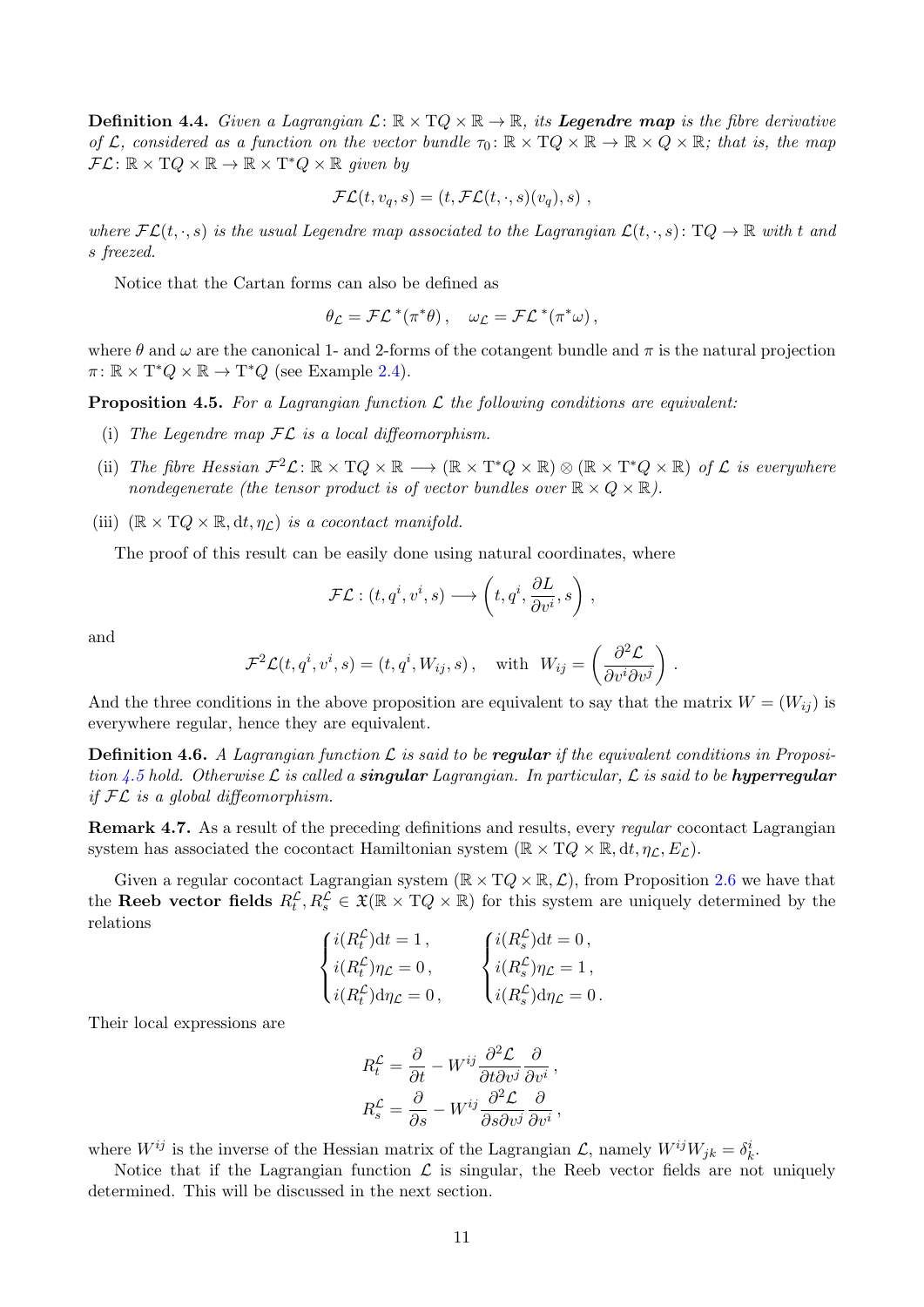**Definition 4.4.** *Given a Lagrangian $\mathcal{L}\colon \mathbb{R}\times \mathrm{T}Q\times\mathbb{R}\to\mathbb{R}$, its **Legendre map** is the fibre derivative of $\mathcal{L}$, considered as a function on the vector bundle $\tau_0\colon \mathbb{R}\times\mathrm{T}Q\times\mathbb{R}\to\mathbb{R}\times Q\times\mathbb{R}$; that is, the map $\mathcal{FL}\colon \mathbb{R}\times\mathrm{T}Q\times\mathbb{R}\to\mathbb{R}\times\mathrm{T}^*Q\times\mathbb{R}$ given by*

$$\mathcal{FL}(t,v_q,s) = (t,\mathcal{FL}(t,\cdot,s)(v_q),s)\ ,$$

*where $\mathcal{FL}(t,\cdot,s)$ is the usual Legendre map associated to the Lagrangian $\mathcal{L}(t,\cdot,s)\colon \mathrm{T}Q\to\mathbb{R}$ with $t$ and $s$ freezed.*

Notice that the Cartan forms can also be defined as

$$\theta_{\mathcal{L}} = \mathcal{FL}^*(\pi^*\theta)\,,\quad \omega_{\mathcal{L}} = \mathcal{FL}^*(\pi^*\omega)\,,$$

where $\theta$ and $\omega$ are the canonical 1- and 2-forms of the cotangent bundle and $\pi$ is the natural projection $\pi\colon \mathbb{R}\times\mathrm{T}^*Q\times\mathbb{R}\to\mathrm{T}^*Q$ (see Example 2.4).

**Proposition 4.5.** *For a Lagrangian function $\mathcal{L}$ the following conditions are equivalent:*

- (i) *The Legendre map $\mathcal{FL}$ is a local diffeomorphism.*
- (ii) *The fibre Hessian $\mathcal{F}^2\mathcal{L}\colon \mathbb{R}\times\mathrm{T}Q\times\mathbb{R}\longrightarrow(\mathbb{R}\times\mathrm{T}^*Q\times\mathbb{R})\otimes(\mathbb{R}\times\mathrm{T}^*Q\times\mathbb{R})$ of $\mathcal{L}$ is everywhere nondegenerate (the tensor product is of vector bundles over $\mathbb{R}\times Q\times\mathbb{R}$).*
- (iii) *$(\mathbb{R}\times\mathrm{T}Q\times\mathbb{R},\mathrm{d}t,\eta_{\mathcal{L}})$ is a cocontact manifold.*

The proof of this result can be easily done using natural coordinates, where

$$\mathcal{FL}:(t,q^i,v^i,s)\longrightarrow\left(t,q^i,\frac{\partial L}{\partial v^i},s\right)\,,$$

and

$$\mathcal{F}^2\mathcal{L}(t,q^i,v^i,s) = (t,q^i,W_{ij},s)\,,\quad \text{with}\ \ W_{ij} = \left(\frac{\partial^2\mathcal{L}}{\partial v^i\partial v^j}\right)\,.$$

And the three conditions in the above proposition are equivalent to say that the matrix $W=(W_{ij})$ is everywhere regular, hence they are equivalent.

**Definition 4.6.** *A Lagrangian function $\mathcal{L}$ is said to be **regular** if the equivalent conditions in Proposition 4.5 hold. Otherwise $\mathcal{L}$ is called a **singular** Lagrangian. In particular, $\mathcal{L}$ is said to be **hyperregular** if $\mathcal{FL}$ is a global diffeomorphism.*

**Remark 4.7.** As a result of the preceding definitions and results, every *regular* cocontact Lagrangian system has associated the cocontact Hamiltonian system $(\mathbb{R}\times\mathrm{T}Q\times\mathbb{R},\mathrm{d}t,\eta_{\mathcal{L}},E_{\mathcal{L}})$.

Given a regular cocontact Lagrangian system $(\mathbb{R}\times\mathrm{T}Q\times\mathbb{R},\mathcal{L})$, from Proposition 2.6 we have that the **Reeb vector fields** $R_t^{\mathcal{L}},R_s^{\mathcal{L}}\in\mathfrak{X}(\mathbb{R}\times\mathrm{T}Q\times\mathbb{R})$ for this system are uniquely determined by the relations

$$\begin{cases} i(R_t^{\mathcal{L}})\mathrm{d}t = 1\,,\\ i(R_t^{\mathcal{L}})\eta_{\mathcal{L}} = 0\,,\\ i(R_t^{\mathcal{L}})\mathrm{d}\eta_{\mathcal{L}} = 0\,,\end{cases}\qquad \begin{cases} i(R_s^{\mathcal{L}})\mathrm{d}t = 0\,,\\ i(R_s^{\mathcal{L}})\eta_{\mathcal{L}} = 1\,,\\ i(R_s^{\mathcal{L}})\mathrm{d}\eta_{\mathcal{L}} = 0\,.\end{cases}$$

Their local expressions are

$$R_t^{\mathcal{L}} = \frac{\partial}{\partial t} - W^{ij}\frac{\partial^2\mathcal{L}}{\partial t\partial v^j}\frac{\partial}{\partial v^i}\,,$$
$$R_s^{\mathcal{L}} = \frac{\partial}{\partial s} - W^{ij}\frac{\partial^2\mathcal{L}}{\partial s\partial v^j}\frac{\partial}{\partial v^i}\,,$$

where $W^{ij}$ is the inverse of the Hessian matrix of the Lagrangian $\mathcal{L}$, namely $W^{ij}W_{jk}=\delta^i_k$.

Notice that if the Lagrangian function $\mathcal{L}$ is singular, the Reeb vector fields are not uniquely determined. This will be discussed in the next section.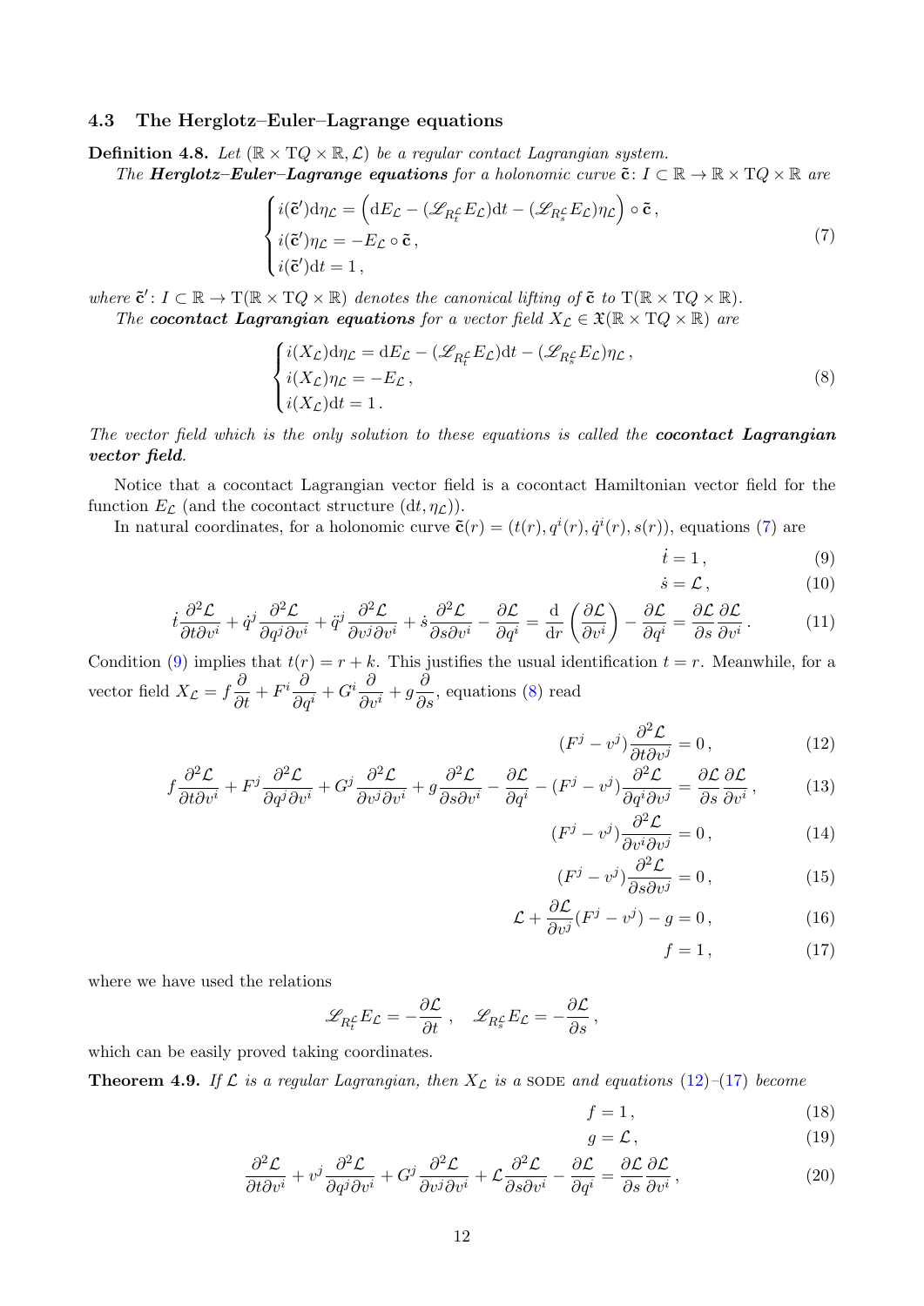### 4.3 The Herglotz–Euler–Lagrange equations

**Definition 4.8.** *Let $(\mathbb{R}\times \mathrm{T}Q\times\mathbb{R},\mathcal{L})$ be a regular contact Lagrangian system.*

*The* ***Herglotz–Euler–Lagrange equations*** *for a holonomic curve $\tilde{\mathbf{c}}\colon I\subset\mathbb{R}\to\mathbb{R}\times\mathrm{T}Q\times\mathbb{R}$ are*

$$
\begin{cases}
i(\tilde{\mathbf{c}}')\mathrm{d}\eta_{\mathcal{L}} = \Big(\mathrm{d}E_{\mathcal{L}} - (\mathscr{L}_{R_t^{\mathcal{L}}}E_{\mathcal{L}})\mathrm{d}t - (\mathscr{L}_{R_s^{\mathcal{L}}}E_{\mathcal{L}})\eta_{\mathcal{L}}\Big)\circ\tilde{\mathbf{c}}\,,\\
i(\tilde{\mathbf{c}}')\eta_{\mathcal{L}} = -E_{\mathcal{L}}\circ\tilde{\mathbf{c}}\,,\\
i(\tilde{\mathbf{c}}')\mathrm{d}t = 1\,,
\end{cases}
\tag{7}
$$

*where $\tilde{\mathbf{c}}'\colon I\subset\mathbb{R}\to\mathrm{T}(\mathbb{R}\times\mathrm{T}Q\times\mathbb{R})$ denotes the canonical lifting of $\tilde{\mathbf{c}}$ to $\mathrm{T}(\mathbb{R}\times\mathrm{T}Q\times\mathbb{R})$.*

*The* ***cocontact Lagrangian equations*** *for a vector field $X_{\mathcal{L}}\in\mathfrak{X}(\mathbb{R}\times\mathrm{T}Q\times\mathbb{R})$ are*

$$
\begin{cases}
i(X_{\mathcal{L}})\mathrm{d}\eta_{\mathcal{L}} = \mathrm{d}E_{\mathcal{L}} - (\mathscr{L}_{R_t^{\mathcal{L}}}E_{\mathcal{L}})\mathrm{d}t - (\mathscr{L}_{R_s^{\mathcal{L}}}E_{\mathcal{L}})\eta_{\mathcal{L}}\,,\\
i(X_{\mathcal{L}})\eta_{\mathcal{L}} = -E_{\mathcal{L}}\,,\\
i(X_{\mathcal{L}})\mathrm{d}t = 1\,.
\end{cases}
\tag{8}
$$

*The vector field which is the only solution to these equations is called the* ***cocontact Lagrangian vector field****.*

Notice that a cocontact Lagrangian vector field is a cocontact Hamiltonian vector field for the function $E_{\mathcal{L}}$ (and the cocontact structure $(\mathrm{d}t,\eta_{\mathcal{L}})$).

In natural coordinates, for a holonomic curve $\tilde{\mathbf{c}}(r) = (t(r), q^i(r), \dot q^i(r), s(r))$, equations (7) are

$$\dot t = 1\,, \tag{9}$$

$$\dot s = \mathcal{L}\,, \tag{10}$$

$$\dot t\frac{\partial^2\mathcal{L}}{\partial t\partial v^i} + \dot q^j\frac{\partial^2\mathcal{L}}{\partial q^j\partial v^i} + \ddot q^j\frac{\partial^2\mathcal{L}}{\partial v^j\partial v^i} + \dot s\frac{\partial^2\mathcal{L}}{\partial s\partial v^i} - \frac{\partial\mathcal{L}}{\partial q^i} = \frac{\mathrm{d}}{\mathrm{d}r}\left(\frac{\partial\mathcal{L}}{\partial v^i}\right) - \frac{\partial\mathcal{L}}{\partial q^i} = \frac{\partial\mathcal{L}}{\partial s}\frac{\partial\mathcal{L}}{\partial v^i}\,. \tag{11}$$

Condition (9) implies that $t(r) = r+k$. This justifies the usual identification $t=r$. Meanwhile, for a vector field $X_{\mathcal{L}} = f\dfrac{\partial}{\partial t} + F^i\dfrac{\partial}{\partial q^i} + G^i\dfrac{\partial}{\partial v^i} + g\dfrac{\partial}{\partial s}$, equations (8) read

$$(F^j - v^j)\frac{\partial^2\mathcal{L}}{\partial t\partial v^j} = 0\,, \tag{12}$$

$$f\frac{\partial^2\mathcal{L}}{\partial t\partial v^i} + F^j\frac{\partial^2\mathcal{L}}{\partial q^j\partial v^i} + G^j\frac{\partial^2\mathcal{L}}{\partial v^j\partial v^i} + g\frac{\partial^2\mathcal{L}}{\partial s\partial v^i} - \frac{\partial\mathcal{L}}{\partial q^i} - (F^j - v^j)\frac{\partial^2\mathcal{L}}{\partial q^i\partial v^j} = \frac{\partial\mathcal{L}}{\partial s}\frac{\partial\mathcal{L}}{\partial v^i}\,, \tag{13}$$

$$(F^j - v^j)\frac{\partial^2\mathcal{L}}{\partial v^i\partial v^j} = 0\,, \tag{14}$$

$$(F^j - v^j)\frac{\partial^2\mathcal{L}}{\partial s\partial v^j} = 0\,, \tag{15}$$

$$\mathcal{L} + \frac{\partial\mathcal{L}}{\partial v^j}(F^j - v^j) - g = 0\,, \tag{16}$$

$$f = 1\,, \tag{17}$$

where we have used the relations

$$\mathscr{L}_{R_t^{\mathcal{L}}}E_{\mathcal{L}} = -\frac{\partial\mathcal{L}}{\partial t}\,,\quad \mathscr{L}_{R_s^{\mathcal{L}}}E_{\mathcal{L}} = -\frac{\partial\mathcal{L}}{\partial s}\,,$$

which can be easily proved taking coordinates.

**Theorem 4.9.** *If $\mathcal{L}$ is a regular Lagrangian, then $X_{\mathcal{L}}$ is a* SODE *and equations (12)–(17) become*

$$f = 1\,, \tag{18}$$

$$g = \mathcal{L}\,, \tag{19}$$

$$\frac{\partial^2\mathcal{L}}{\partial t\partial v^i} + v^j\frac{\partial^2\mathcal{L}}{\partial q^j\partial v^i} + G^j\frac{\partial^2\mathcal{L}}{\partial v^j\partial v^i} + \mathcal{L}\frac{\partial^2\mathcal{L}}{\partial s\partial v^i} - \frac{\partial\mathcal{L}}{\partial q^i} = \frac{\partial\mathcal{L}}{\partial s}\frac{\partial\mathcal{L}}{\partial v^i}\,, \tag{20}$$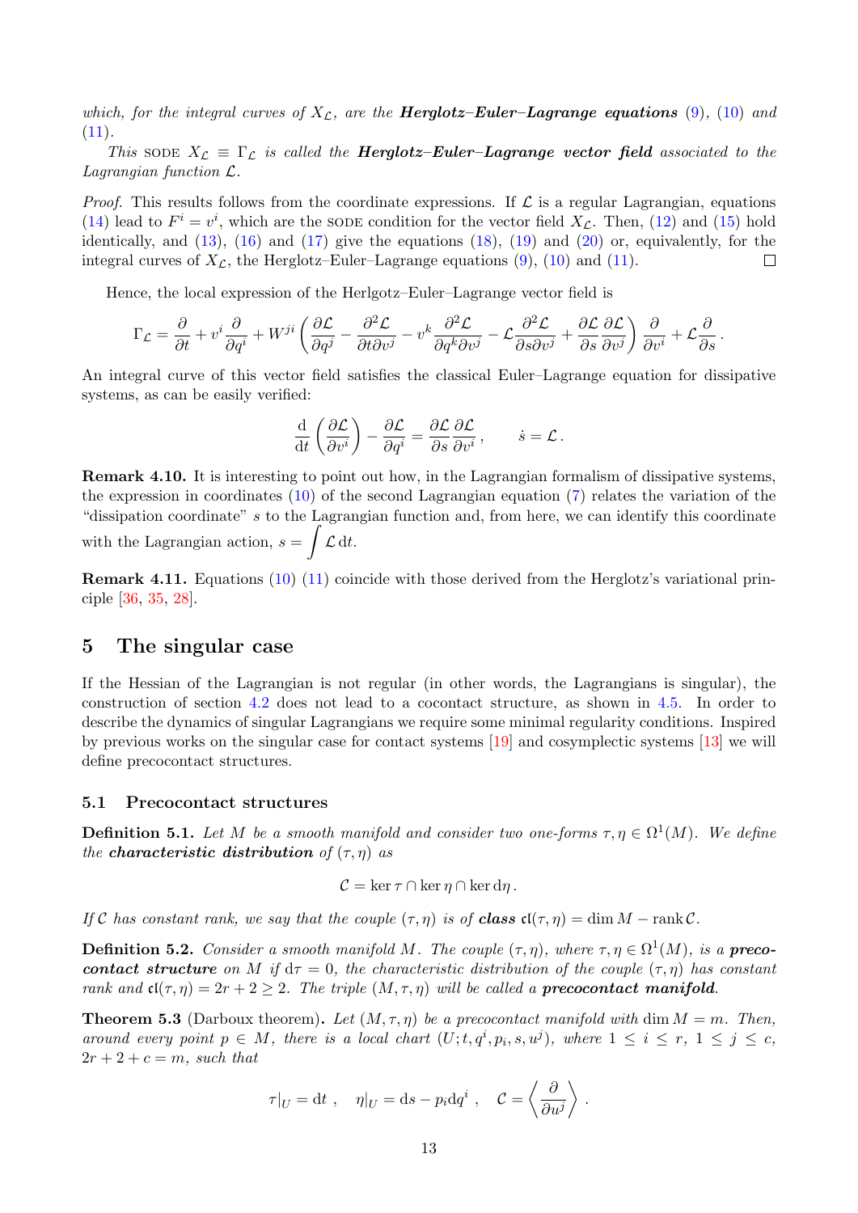*which, for the integral curves of $X_{\mathcal{L}}$, are the **Herglotz–Euler–Lagrange equations** (9), (10) and (11).*

*This* SODE $X_{\mathcal{L}} \equiv \Gamma_{\mathcal{L}}$ *is called the **Herglotz–Euler–Lagrange vector field** associated to the Lagrangian function $\mathcal{L}$.*

*Proof.* This results follows from the coordinate expressions. If $\mathcal{L}$ is a regular Lagrangian, equations (14) lead to $F^i = v^i$, which are the SODE condition for the vector field $X_{\mathcal{L}}$. Then, (12) and (15) hold identically, and (13), (16) and (17) give the equations (18), (19) and (20) or, equivalently, for the integral curves of $X_{\mathcal{L}}$, the Herglotz–Euler–Lagrange equations (9), (10) and (11). □

Hence, the local expression of the Herlgotz–Euler–Lagrange vector field is

$$\Gamma_{\mathcal{L}} = \frac{\partial}{\partial t} + v^i \frac{\partial}{\partial q^i} + W^{ji}\left(\frac{\partial \mathcal{L}}{\partial q^j} - \frac{\partial^2 \mathcal{L}}{\partial t \partial v^j} - v^k \frac{\partial^2 \mathcal{L}}{\partial q^k \partial v^j} - \mathcal{L}\frac{\partial^2 \mathcal{L}}{\partial s \partial v^j} + \frac{\partial \mathcal{L}}{\partial s}\frac{\partial \mathcal{L}}{\partial v^j}\right)\frac{\partial}{\partial v^i} + \mathcal{L}\frac{\partial}{\partial s}\,.$$

An integral curve of this vector field satisfies the classical Euler–Lagrange equation for dissipative systems, as can be easily verified:

$$\frac{\mathrm{d}}{\mathrm{d}t}\left(\frac{\partial \mathcal{L}}{\partial v^i}\right) - \frac{\partial \mathcal{L}}{\partial q^i} = \frac{\partial \mathcal{L}}{\partial s}\frac{\partial \mathcal{L}}{\partial v^i}\,, \qquad \dot{s} = \mathcal{L}\,.$$

**Remark 4.10.** It is interesting to point out how, in the Lagrangian formalism of dissipative systems, the expression in coordinates (10) of the second Lagrangian equation (7) relates the variation of the "dissipation coordinate" $s$ to the Lagrangian function and, from here, we can identify this coordinate with the Lagrangian action, $s = \displaystyle\int \mathcal{L}\,\mathrm{d}t$.

**Remark 4.11.** Equations (10) (11) coincide with those derived from the Herglotz's variational principle [36, 35, 28].

## 5 The singular case

If the Hessian of the Lagrangian is not regular (in other words, the Lagrangians is singular), the construction of section 4.2 does not lead to a cocontact structure, as shown in 4.5. In order to describe the dynamics of singular Lagrangians we require some minimal regularity conditions. Inspired by previous works on the singular case for contact systems [19] and cosymplectic systems [13] we will define precocontact structures.

### 5.1 Precocontact structures

**Definition 5.1.** *Let $M$ be a smooth manifold and consider two one-forms $\tau, \eta \in \Omega^1(M)$. We define the **characteristic distribution** of $(\tau, \eta)$ as*

$$\mathcal{C} = \ker\tau \cap \ker\eta \cap \ker \mathrm{d}\eta\,.$$

*If $\mathcal{C}$ has constant rank, we say that the couple $(\tau, \eta)$ is of **class** $\mathfrak{cl}(\tau,\eta) = \dim M - \operatorname{rank}\mathcal{C}$.*

**Definition 5.2.** *Consider a smooth manifold $M$. The couple $(\tau, \eta)$, where $\tau, \eta \in \Omega^1(M)$, is a **precocontact structure** on $M$ if $\mathrm{d}\tau = 0$, the characteristic distribution of the couple $(\tau, \eta)$ has constant rank and $\mathfrak{cl}(\tau,\eta) = 2r + 2 \geq 2$. The triple $(M, \tau, \eta)$ will be called a **precocontact manifold**.*

**Theorem 5.3** (Darboux theorem)**.** *Let $(M, \tau, \eta)$ be a precocontact manifold with $\dim M = m$. Then, around every point $p \in M$, there is a local chart $(U; t, q^i, p_i, s, u^j)$, where $1 \leq i \leq r$, $1 \leq j \leq c$, $2r + 2 + c = m$, such that*

$$\tau|_U = \mathrm{d}t\,, \quad \eta|_U = \mathrm{d}s - p_i\mathrm{d}q^i\,, \quad \mathcal{C} = \left\langle \frac{\partial}{\partial u^j}\right\rangle\,.$$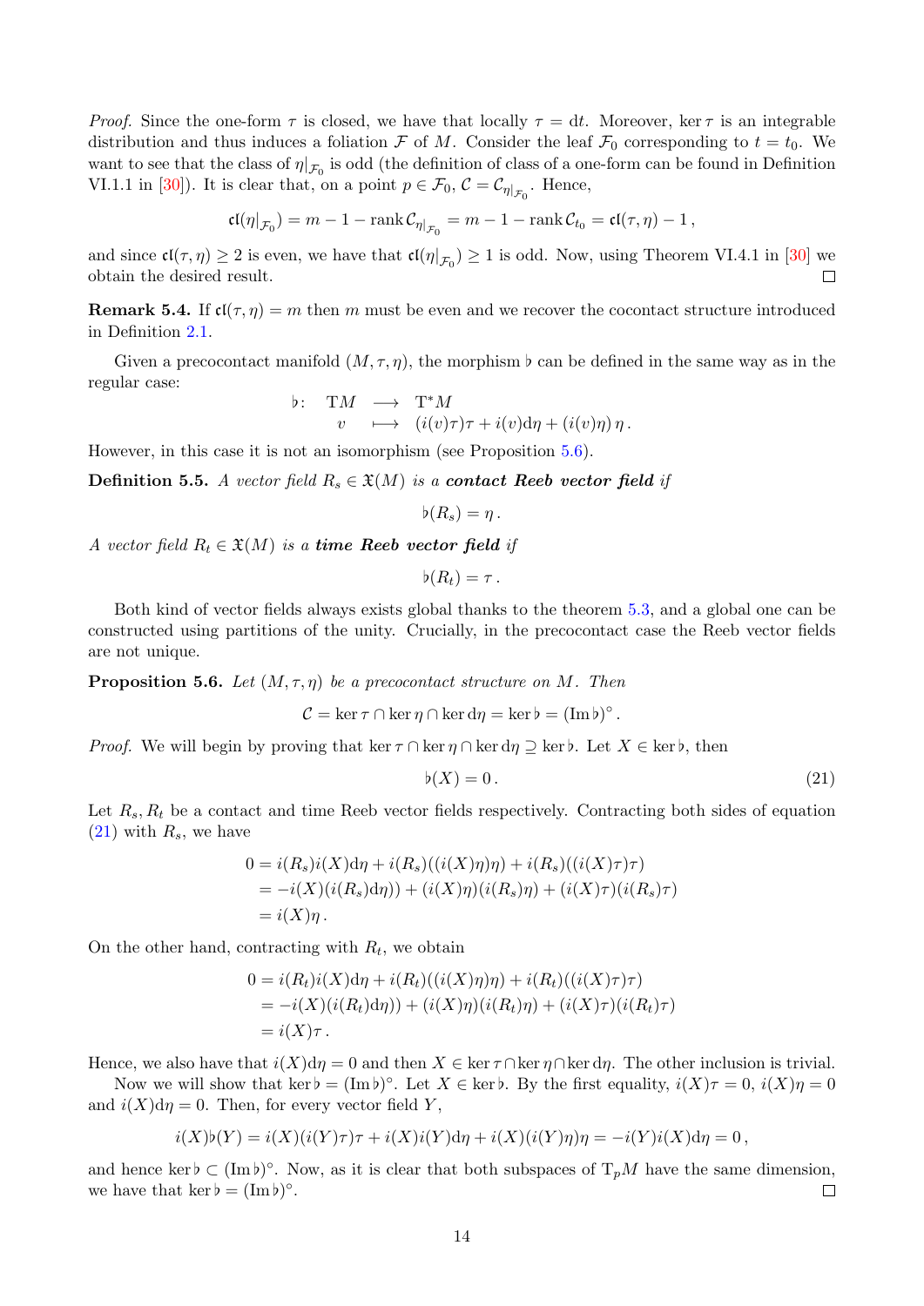*Proof.* Since the one-form $\tau$ is closed, we have that locally $\tau = \mathrm{d}t$. Moreover, $\ker\tau$ is an integrable distribution and thus induces a foliation $\mathcal{F}$ of $M$. Consider the leaf $\mathcal{F}_0$ corresponding to $t = t_0$. We want to see that the class of $\eta|_{\mathcal{F}_0}$ is odd (the definition of class of a one-form can be found in Definition VI.1.1 in [30]). It is clear that, on a point $p \in \mathcal{F}_0$, $\mathcal{C} = \mathcal{C}_{\eta|_{\mathcal{F}_0}}$. Hence,

$$
\mathfrak{cl}(\eta|_{\mathcal{F}_0}) = m - 1 - \operatorname{rank}\mathcal{C}_{\eta|_{\mathcal{F}_0}} = m - 1 - \operatorname{rank}\mathcal{C}_{t_0} = \mathfrak{cl}(\tau,\eta) - 1\,,
$$

and since $\mathfrak{cl}(\tau,\eta) \geq 2$ is even, we have that $\mathfrak{cl}(\eta|_{\mathcal{F}_0}) \geq 1$ is odd. Now, using Theorem VI.4.1 in [30] we obtain the desired result. ∎

**Remark 5.4.** If $\mathfrak{cl}(\tau,\eta) = m$ then $m$ must be even and we recover the cocontact structure introduced in Definition 2.1.

Given a precocontact manifold $(M,\tau,\eta)$, the morphism $\flat$ can be defined in the same way as in the regular case:

$$
\begin{array}{rccl}
\flat\colon & \mathrm{T}M & \longrightarrow & \mathrm{T}^*M \\
 & v & \longmapsto & (i(v)\tau)\tau + i(v)\mathrm{d}\eta + (i(v)\eta)\,\eta\,.
\end{array}
$$

However, in this case it is not an isomorphism (see Proposition 5.6).

**Definition 5.5.** *A vector field $R_s \in \mathfrak{X}(M)$ is a **contact Reeb vector field** if*

$$
\flat(R_s) = \eta\,.
$$

*A vector field $R_t \in \mathfrak{X}(M)$ is a **time Reeb vector field** if*

$$
\flat(R_t) = \tau\,.
$$

Both kind of vector fields always exists global thanks to the theorem 5.3, and a global one can be constructed using partitions of the unity. Crucially, in the precocontact case the Reeb vector fields are not unique.

**Proposition 5.6.** *Let $(M,\tau,\eta)$ be a precocontact structure on $M$. Then*

$$
\mathcal{C} = \ker\tau \cap \ker\eta \cap \ker\mathrm{d}\eta = \ker\flat = (\operatorname{Im}\flat)^\circ\,.
$$

*Proof.* We will begin by proving that $\ker\tau \cap \ker\eta \cap \ker\mathrm{d}\eta \supseteq \ker\flat$. Let $X \in \ker\flat$, then

$$
\flat(X) = 0\,. \tag{21}
$$

Let $R_s, R_t$ be a contact and time Reeb vector fields respectively. Contracting both sides of equation (21) with $R_s$, we have

$$
\begin{aligned}
0 &= i(R_s)i(X)\mathrm{d}\eta + i(R_s)((i(X)\eta)\eta) + i(R_s)((i(X)\tau)\tau) \\
&= -i(X)(i(R_s)\mathrm{d}\eta)) + (i(X)\eta)(i(R_s)\eta) + (i(X)\tau)(i(R_s)\tau) \\
&= i(X)\eta\,.
\end{aligned}
$$

On the other hand, contracting with $R_t$, we obtain

$$
\begin{aligned}
0 &= i(R_t)i(X)\mathrm{d}\eta + i(R_t)((i(X)\eta)\eta) + i(R_t)((i(X)\tau)\tau) \\
&= -i(X)(i(R_t)\mathrm{d}\eta)) + (i(X)\eta)(i(R_t)\eta) + (i(X)\tau)(i(R_t)\tau) \\
&= i(X)\tau\,.
\end{aligned}
$$

Hence, we also have that $i(X)\mathrm{d}\eta = 0$ and then $X \in \ker\tau \cap \ker\eta \cap \ker\mathrm{d}\eta$. The other inclusion is trivial.

Now we will show that $\ker\flat = (\operatorname{Im}\flat)^\circ$. Let $X \in \ker\flat$. By the first equality, $i(X)\tau = 0$, $i(X)\eta = 0$ and $i(X)\mathrm{d}\eta = 0$. Then, for every vector field $Y$,

$$
i(X)\flat(Y) = i(X)(i(Y)\tau)\tau + i(X)i(Y)\mathrm{d}\eta + i(X)(i(Y)\eta)\eta = -i(Y)i(X)\mathrm{d}\eta = 0\,,
$$

and hence $\ker\flat \subset (\operatorname{Im}\flat)^\circ$. Now, as it is clear that both subspaces of $\mathrm{T}_pM$ have the same dimension, we have that $\ker\flat = (\operatorname{Im}\flat)^\circ$. ∎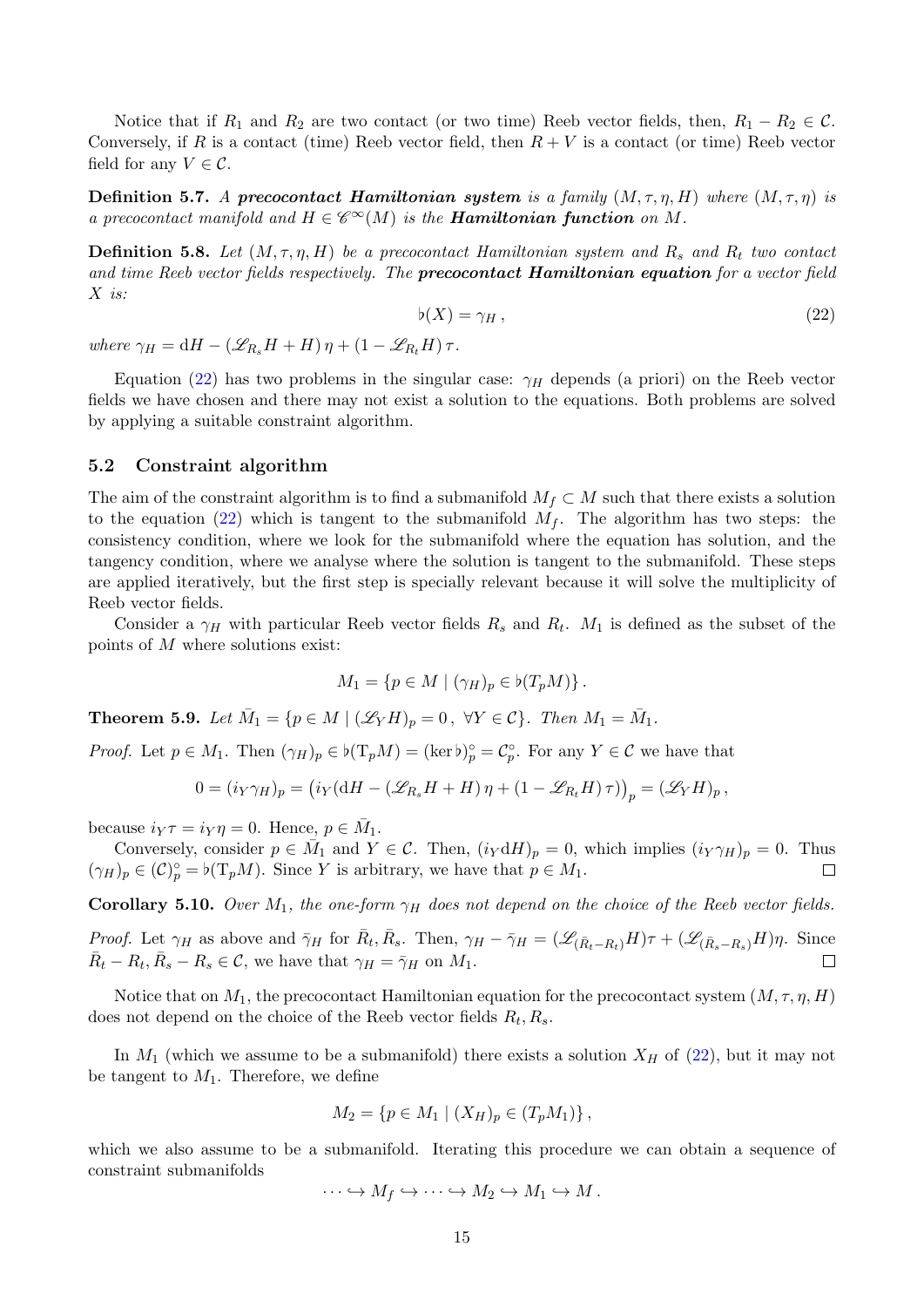Notice that if $R_1$ and $R_2$ are two contact (or two time) Reeb vector fields, then, $R_1 - R_2 \in \mathcal{C}$. Conversely, if $R$ is a contact (time) Reeb vector field, then $R + V$ is a contact (or time) Reeb vector field for any $V \in \mathcal{C}$.

**Definition 5.7.** *A* ***precocontact Hamiltonian system*** *is a family* $(M, \tau, \eta, H)$ *where* $(M, \tau, \eta)$ *is a precocontact manifold and* $H \in \mathscr{C}^\infty(M)$ *is the* ***Hamiltonian function*** *on* $M$.

**Definition 5.8.** *Let* $(M, \tau, \eta, H)$ *be a precocontact Hamiltonian system and* $R_s$ *and* $R_t$ *two contact and time Reeb vector fields respectively. The* ***precocontact Hamiltonian equation*** *for a vector field* $X$ *is:*

$$\flat(X) = \gamma_H \,, \tag{22}$$

*where* $\gamma_H = \mathrm{d}H - (\mathscr{L}_{R_s} H + H)\,\eta + (1 - \mathscr{L}_{R_t} H)\,\tau$.

Equation (22) has two problems in the singular case: $\gamma_H$ depends (a priori) on the Reeb vector fields we have chosen and there may not exist a solution to the equations. Both problems are solved by applying a suitable constraint algorithm.

### 5.2 Constraint algorithm

The aim of the constraint algorithm is to find a submanifold $M_f \subset M$ such that there exists a solution to the equation (22) which is tangent to the submanifold $M_f$. The algorithm has two steps: the consistency condition, where we look for the submanifold where the equation has solution, and the tangency condition, where we analyse where the solution is tangent to the submanifold. These steps are applied iteratively, but the first step is specially relevant because it will solve the multiplicity of Reeb vector fields.

Consider a $\gamma_H$ with particular Reeb vector fields $R_s$ and $R_t$. $M_1$ is defined as the subset of the points of $M$ where solutions exist:

$$M_1 = \{p \in M \mid (\gamma_H)_p \in \flat(T_p M)\}\,.$$

**Theorem 5.9.** *Let* $\bar{M}_1 = \{p \in M \mid (\mathscr{L}_Y H)_p = 0\,,\ \forall Y \in \mathcal{C}\}$. *Then* $M_1 = \bar{M}_1$.

*Proof.* Let $p \in M_1$. Then $(\gamma_H)_p \in \flat(\mathrm{T}_p M) = (\ker \flat)^\circ_p = \mathcal{C}^\circ_p$. For any $Y \in \mathcal{C}$ we have that

$$0 = (i_Y \gamma_H)_p = \big(i_Y(\mathrm{d}H - (\mathscr{L}_{R_s} H + H)\,\eta + (1 - \mathscr{L}_{R_t} H)\,\tau)\big)_p = (\mathscr{L}_Y H)_p\,,$$

because $i_Y \tau = i_Y \eta = 0$. Hence, $p \in \bar{M}_1$.

Conversely, consider $p \in \bar{M}_1$ and $Y \in \mathcal{C}$. Then, $(i_Y \mathrm{d}H)_p = 0$, which implies $(i_Y \gamma_H)_p = 0$. Thus $(\gamma_H)_p \in (\mathcal{C})^\circ_p = \flat(\mathrm{T}_p M)$. Since $Y$ is arbitrary, we have that $p \in M_1$. $\square$

**Corollary 5.10.** *Over* $M_1$, *the one-form* $\gamma_H$ *does not depend on the choice of the Reeb vector fields.*

*Proof.* Let $\gamma_H$ as above and $\bar{\gamma}_H$ for $\bar{R}_t, \bar{R}_s$. Then, $\gamma_H - \bar{\gamma}_H = (\mathscr{L}_{(\bar{R}_t - R_t)} H)\tau + (\mathscr{L}_{(\bar{R}_s - R_s)} H)\eta$. Since $\bar{R}_t - R_t, \bar{R}_s - R_s \in \mathcal{C}$, we have that $\gamma_H = \bar{\gamma}_H$ on $M_1$. $\square$

Notice that on $M_1$, the precocontact Hamiltonian equation for the precocontact system $(M, \tau, \eta, H)$ does not depend on the choice of the Reeb vector fields $R_t, R_s$.

In $M_1$ (which we assume to be a submanifold) there exists a solution $X_H$ of (22), but it may not be tangent to $M_1$. Therefore, we define

$$M_2 = \{p \in M_1 \mid (X_H)_p \in (T_p M_1)\}\,,$$

which we also assume to be a submanifold. Iterating this procedure we can obtain a sequence of constraint submanifolds

$$\cdots \hookrightarrow M_f \hookrightarrow \cdots \hookrightarrow M_2 \hookrightarrow M_1 \hookrightarrow M\,.$$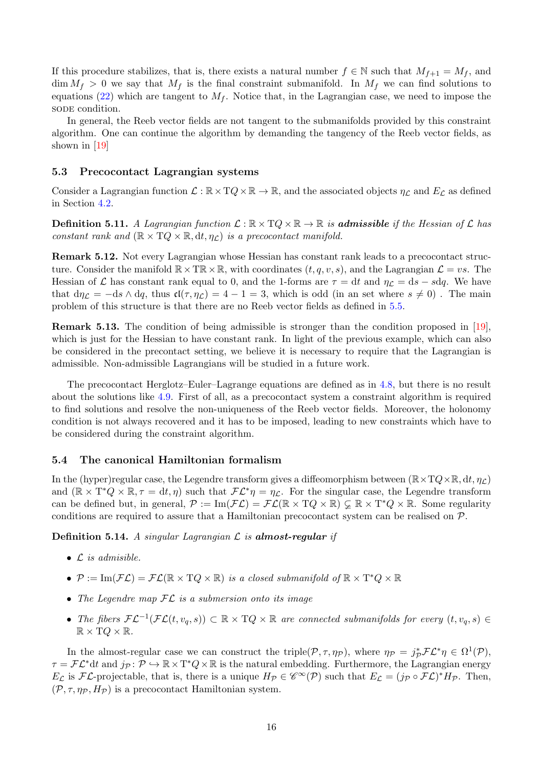If this procedure stabilizes, that is, there exists a natural number $f \in \mathbb{N}$ such that $M_{f+1} = M_f$, and $\dim M_f > 0$ we say that $M_f$ is the final constraint submanifold. In $M_f$ we can find solutions to equations (22) which are tangent to $M_f$. Notice that, in the Lagrangian case, we need to impose the SODE condition.

In general, the Reeb vector fields are not tangent to the submanifolds provided by this constraint algorithm. One can continue the algorithm by demanding the tangency of the Reeb vector fields, as shown in [19]

### 5.3 Precocontact Lagrangian systems

Consider a Lagrangian function $\mathcal{L}\colon \mathbb{R}\times \mathrm{T}Q\times\mathbb{R}\to\mathbb{R}$, and the associated objects $\eta_{\mathcal{L}}$ and $E_{\mathcal{L}}$ as defined in Section 4.2.

**Definition 5.11.** *A Lagrangian function $\mathcal{L}\colon \mathbb{R}\times \mathrm{T}Q\times\mathbb{R}\to\mathbb{R}$ is* ***admissible*** *if the Hessian of $\mathcal{L}$ has constant rank and $(\mathbb{R}\times \mathrm{T}Q\times\mathbb{R}, \mathrm{d}t, \eta_{\mathcal{L}})$ is a precocontact manifold.*

**Remark 5.12.** Not every Lagrangian whose Hessian has constant rank leads to a precocontact structure. Consider the manifold $\mathbb{R}\times \mathrm{T}\mathbb{R}\times\mathbb{R}$, with coordinates $(t,q,v,s)$, and the Lagrangian $\mathcal{L} = vs$. The Hessian of $\mathcal{L}$ has constant rank equal to 0, and the 1-forms are $\tau = \mathrm{d}t$ and $\eta_{\mathcal{L}} = \mathrm{d}s - s\mathrm{d}q$. We have that $\mathrm{d}\eta_{\mathcal{L}} = -\mathrm{d}s\wedge\mathrm{d}q$, thus $\mathfrak{cl}(\tau,\eta_{\mathcal{L}}) = 4-1 = 3$, which is odd (in an set where $s\neq 0$) . The main problem of this structure is that there are no Reeb vector fields as defined in 5.5.

**Remark 5.13.** The condition of being admissible is stronger than the condition proposed in [19], which is just for the Hessian to have constant rank. In light of the previous example, which can also be considered in the precontact setting, we believe it is necessary to require that the Lagrangian is admissible. Non-admissible Lagrangians will be studied in a future work.

The precocontact Herglotz–Euler–Lagrange equations are defined as in 4.8, but there is no result about the solutions like 4.9. First of all, as a precocontact system a constraint algorithm is required to find solutions and resolve the non-uniqueness of the Reeb vector fields. Moreover, the holonomy condition is not always recovered and it has to be imposed, leading to new constraints which have to be considered during the constraint algorithm.

### 5.4 The canonical Hamiltonian formalism

In the (hyper)regular case, the Legendre transform gives a diffeomorphism between $(\mathbb{R}\times\mathrm{T}Q\times\mathbb{R}, \mathrm{d}t, \eta_{\mathcal{L}})$ and $(\mathbb{R}\times \mathrm{T}^*Q\times\mathbb{R}, \tau = \mathrm{d}t, \eta)$ such that $\mathcal{FL}^*\eta = \eta_{\mathcal{L}}$. For the singular case, the Legendre transform can be defined but, in general, $\mathcal{P} := \mathrm{Im}(\mathcal{FL}) = \mathcal{FL}(\mathbb{R}\times\mathrm{T}Q\times\mathbb{R}) \subsetneq \mathbb{R}\times\mathrm{T}^*Q\times\mathbb{R}$. Some regularity conditions are required to assure that a Hamiltonian precocontact system can be realised on $\mathcal{P}$.

**Definition 5.14.** *A singular Lagrangian $\mathcal{L}$ is* ***almost-regular*** *if*

- *$\mathcal{L}$ is admisible.*
- *$\mathcal{P} := \mathrm{Im}(\mathcal{FL}) = \mathcal{FL}(\mathbb{R}\times\mathrm{T}Q\times\mathbb{R})$ is a closed submanifold of $\mathbb{R}\times\mathrm{T}^*Q\times\mathbb{R}$*
- *The Legendre map $\mathcal{FL}$ is a submersion onto its image*
- *The fibers $\mathcal{FL}^{-1}(\mathcal{FL}(t,v_q,s))\subset\mathbb{R}\times\mathrm{T}Q\times\mathbb{R}$ are connected submanifolds for every $(t,v_q,s)\in\mathbb{R}\times\mathrm{T}Q\times\mathbb{R}$.*

In the almost-regular case we can construct the triple$(\mathcal{P},\tau,\eta_{\mathcal{P}})$, where $\eta_{\mathcal{P}} = j_{\mathcal{P}}^*\mathcal{FL}^*\eta\in\Omega^1(\mathcal{P})$, $\tau = \mathcal{FL}^*\mathrm{d}t$ and $j_{\mathcal{P}}\colon\mathcal{P}\hookrightarrow\mathbb{R}\times\mathrm{T}^*Q\times\mathbb{R}$ is the natural embedding. Furthermore, the Lagrangian energy $E_{\mathcal{L}}$ is $\mathcal{FL}$-projectable, that is, there is a unique $H_{\mathcal{P}}\in\mathscr{C}^\infty(\mathcal{P})$ such that $E_{\mathcal{L}} = (j_{\mathcal{P}}\circ\mathcal{FL})^*H_{\mathcal{P}}$. Then, $(\mathcal{P},\tau,\eta_{\mathcal{P}},H_{\mathcal{P}})$ is a precocontact Hamiltonian system.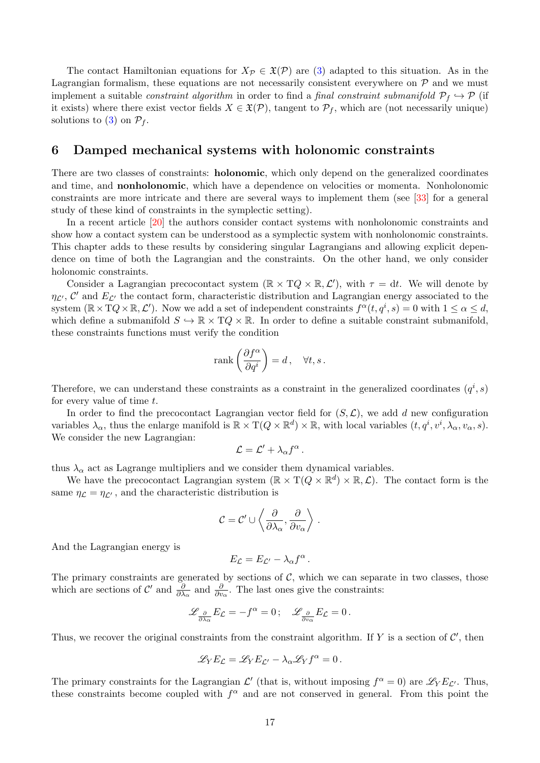The contact Hamiltonian equations for $X_{\mathcal{P}} \in \mathfrak{X}(\mathcal{P})$ are (3) adapted to this situation. As in the Lagrangian formalism, these equations are not necessarily consistent everywhere on $\mathcal{P}$ and we must implement a suitable *constraint algorithm* in order to find a *final constraint submanifold* $\mathcal{P}_f \hookrightarrow \mathcal{P}$ (if it exists) where there exist vector fields $X \in \mathfrak{X}(\mathcal{P})$, tangent to $\mathcal{P}_f$, which are (not necessarily unique) solutions to (3) on $\mathcal{P}_f$.

## 6 Damped mechanical systems with holonomic constraints

There are two classes of constraints: **holonomic**, which only depend on the generalized coordinates and time, and **nonholonomic**, which have a dependence on velocities or momenta. Nonholonomic constraints are more intricate and there are several ways to implement them (see [33] for a general study of these kind of constraints in the symplectic setting).

In a recent article [20] the authors consider contact systems with nonholonomic constraints and show how a contact system can be understood as a symplectic system with nonholonomic constraints. This chapter adds to these results by considering singular Lagrangians and allowing explicit dependence on time of both the Lagrangian and the constraints. On the other hand, we only consider holonomic constraints.

Consider a Lagrangian precocontact system $(\mathbb{R} \times \mathrm{T}Q \times \mathbb{R}, \mathcal{L}')$, with $\tau = \mathrm{d}t$. We will denote by $\eta_{\mathcal{L}'}$, $\mathcal{C}'$ and $E_{\mathcal{L}'}$ the contact form, characteristic distribution and Lagrangian energy associated to the system $(\mathbb{R} \times \mathrm{T}Q \times \mathbb{R}, \mathcal{L}')$. Now we add a set of independent constraints $f^\alpha(t, q^i, s) = 0$ with $1 \leq \alpha \leq d$, which define a submanifold $S \hookrightarrow \mathbb{R} \times \mathrm{T}Q \times \mathbb{R}$. In order to define a suitable constraint submanifold, these constraints functions must verify the condition

$$
\operatorname{rank}\left(\frac{\partial f^\alpha}{\partial q^i}\right) = d\,, \quad \forall t, s\,.
$$

Therefore, we can understand these constraints as a constraint in the generalized coordinates $(q^i, s)$ for every value of time $t$.

In order to find the precocontact Lagrangian vector field for $(S, \mathcal{L})$, we add $d$ new configuration variables $\lambda_\alpha$, thus the enlarge manifold is $\mathbb{R} \times \mathrm{T}(Q \times \mathbb{R}^d) \times \mathbb{R}$, with local variables $(t, q^i, v^i, \lambda_\alpha, v_\alpha, s)$. We consider the new Lagrangian:

$$
\mathcal{L} = \mathcal{L}' + \lambda_\alpha f^\alpha\,.
$$

thus $\lambda_\alpha$ act as Lagrange multipliers and we consider them dynamical variables.

We have the precocontact Lagrangian system $(\mathbb{R} \times \mathrm{T}(Q \times \mathbb{R}^d) \times \mathbb{R}, \mathcal{L})$. The contact form is the same $\eta_{\mathcal{L}} = \eta_{\mathcal{L}'}$, and the characteristic distribution is

$$
\mathcal{C} = \mathcal{C}' \cup \left\langle \frac{\partial}{\partial \lambda_\alpha}, \frac{\partial}{\partial v_\alpha} \right\rangle\,.
$$

And the Lagrangian energy is

$$
E_{\mathcal{L}} = E_{\mathcal{L}'} - \lambda_\alpha f^\alpha\,.
$$

The primary constraints are generated by sections of $\mathcal{C}$, which we can separate in two classes, those which are sections of $\mathcal{C}'$ and $\frac{\partial}{\partial \lambda_\alpha}$ and $\frac{\partial}{\partial v_\alpha}$. The last ones give the constraints:

$$
\mathscr{L}_{\frac{\partial}{\partial \lambda_\alpha}} E_{\mathcal{L}} = -f^\alpha = 0\,; \quad \mathscr{L}_{\frac{\partial}{\partial v_\alpha}} E_{\mathcal{L}} = 0\,.
$$

Thus, we recover the original constraints from the constraint algorithm. If $Y$ is a section of $\mathcal{C}'$, then

$$
\mathscr{L}_Y E_{\mathcal{L}} = \mathscr{L}_Y E_{\mathcal{L}'} - \lambda_\alpha \mathscr{L}_Y f^\alpha = 0\,.
$$

The primary constraints for the Lagrangian $\mathcal{L}'$ (that is, without imposing $f^\alpha = 0$) are $\mathscr{L}_Y E_{\mathcal{L}'}$. Thus, these constraints become coupled with $f^\alpha$ and are not conserved in general. From this point the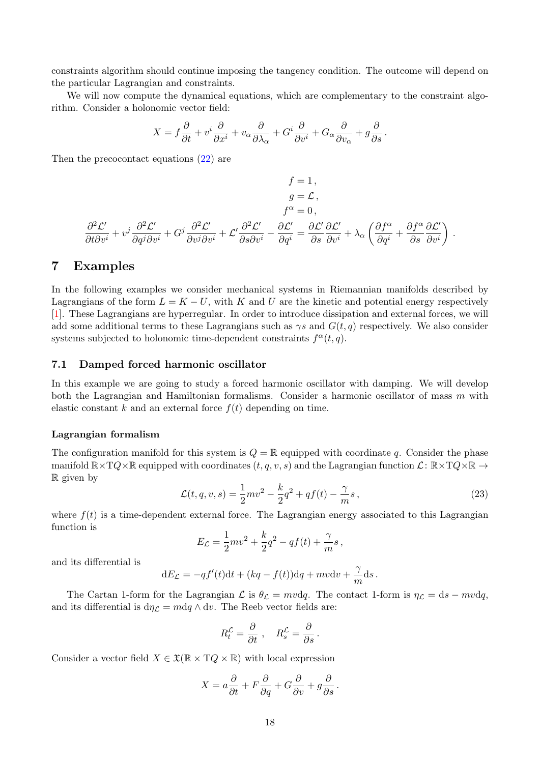constraints algorithm should continue imposing the tangency condition. The outcome will depend on the particular Lagrangian and constraints.

We will now compute the dynamical equations, which are complementary to the constraint algorithm. Consider a holonomic vector field:

$$X = f\frac{\partial}{\partial t} + v^i\frac{\partial}{\partial x^i} + v_\alpha\frac{\partial}{\partial \lambda_\alpha} + G^i\frac{\partial}{\partial v^i} + G_\alpha\frac{\partial}{\partial v_\alpha} + g\frac{\partial}{\partial s}\,.$$

Then the precocontact equations (22) are

$$\begin{aligned}
f &= 1\,,\\
g &= \mathcal{L}\,,\\
f^\alpha &= 0\,,\\
\frac{\partial^2\mathcal{L}'}{\partial t\partial v^i} + v^j\frac{\partial^2\mathcal{L}'}{\partial q^j\partial v^i} + G^j\frac{\partial^2\mathcal{L}'}{\partial v^j\partial v^i} + \mathcal{L}'\frac{\partial^2\mathcal{L}'}{\partial s\partial v^i} - \frac{\partial\mathcal{L}'}{\partial q^i} &= \frac{\partial\mathcal{L}'}{\partial s}\frac{\partial\mathcal{L}'}{\partial v^i} + \lambda_\alpha\left(\frac{\partial f^\alpha}{\partial q^i} + \frac{\partial f^\alpha}{\partial s}\frac{\partial\mathcal{L}'}{\partial v^i}\right)\,.
\end{aligned}$$

# 7 Examples

In the following examples we consider mechanical systems in Riemannian manifolds described by Lagrangians of the form $L = K - U$, with $K$ and $U$ are the kinetic and potential energy respectively [1]. These Lagrangians are hyperregular. In order to introduce dissipation and external forces, we will add some additional terms to these Lagrangians such as $\gamma s$ and $G(t,q)$ respectively. We also consider systems subjected to holonomic time-dependent constraints $f^\alpha(t,q)$.

## 7.1 Damped forced harmonic oscillator

In this example we are going to study a forced harmonic oscillator with damping. We will develop both the Lagrangian and Hamiltonian formalisms. Consider a harmonic oscillator of mass $m$ with elastic constant $k$ and an external force $f(t)$ depending on time.

### Lagrangian formalism

The configuration manifold for this system is $Q = \mathbb{R}$ equipped with coordinate $q$. Consider the phase manifold $\mathbb{R}\times\mathrm{T}Q\times\mathbb{R}$ equipped with coordinates $(t,q,v,s)$ and the Lagrangian function $\mathcal{L}\colon \mathbb{R}\times\mathrm{T}Q\times\mathbb{R}\to\mathbb{R}$ given by

$$\mathcal{L}(t,q,v,s) = \frac{1}{2}mv^2 - \frac{k}{2}q^2 + qf(t) - \frac{\gamma}{m}s\,, \tag{23}$$

where $f(t)$ is a time-dependent external force. The Lagrangian energy associated to this Lagrangian function is

$$E_{\mathcal{L}} = \frac{1}{2}mv^2 + \frac{k}{2}q^2 - qf(t) + \frac{\gamma}{m}s\,,$$

and its differential is

$$\mathrm{d}E_{\mathcal{L}} = -qf'(t)\mathrm{d}t + (kq - f(t))\mathrm{d}q + mv\mathrm{d}v + \frac{\gamma}{m}\mathrm{d}s\,.$$

The Cartan 1-form for the Lagrangian $\mathcal{L}$ is $\theta_{\mathcal{L}} = mv\mathrm{d}q$. The contact 1-form is $\eta_{\mathcal{L}} = \mathrm{d}s - mv\mathrm{d}q$, and its differential is $\mathrm{d}\eta_{\mathcal{L}} = m\mathrm{d}q\wedge\mathrm{d}v$. The Reeb vector fields are:

$$R_t^{\mathcal{L}} = \frac{\partial}{\partial t}\,,\quad R_s^{\mathcal{L}} = \frac{\partial}{\partial s}\,.$$

Consider a vector field $X\in\mathfrak{X}(\mathbb{R}\times\mathrm{T}Q\times\mathbb{R})$ with local expression

$$X = a\frac{\partial}{\partial t} + F\frac{\partial}{\partial q} + G\frac{\partial}{\partial v} + g\frac{\partial}{\partial s}\,.$$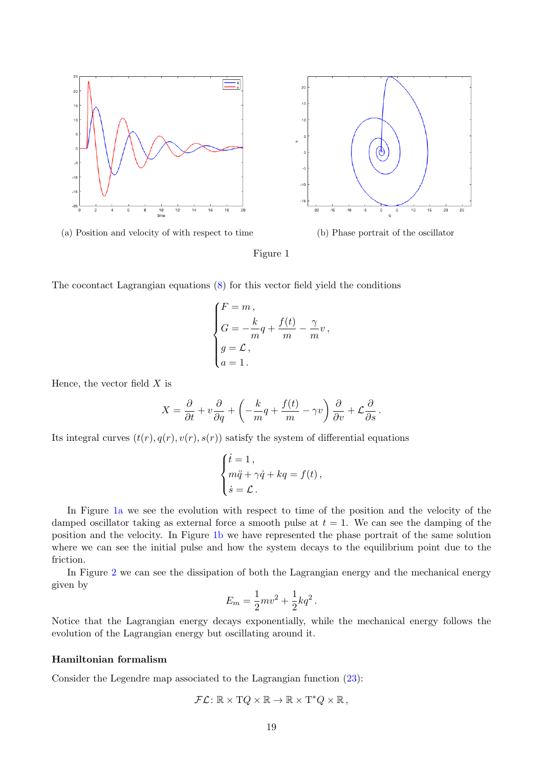(a) Position and velocity of with respect to time

(b) Phase portrait of the oscillator

Figure 1

The cocontact Lagrangian equations (8) for this vector field yield the conditions

$$
\begin{cases}
F = m\,, \\
G = -\dfrac{k}{m}q + \dfrac{f(t)}{m} - \dfrac{\gamma}{m}v\,, \\
g = \mathcal{L}\,, \\
a = 1\,.
\end{cases}
$$

Hence, the vector field $X$ is

$$
X = \frac{\partial}{\partial t} + v\frac{\partial}{\partial q} + \left(-\frac{k}{m}q + \frac{f(t)}{m} - \gamma v\right)\frac{\partial}{\partial v} + \mathcal{L}\frac{\partial}{\partial s}\,.
$$

Its integral curves $(t(r), q(r), v(r), s(r))$ satisfy the system of differential equations

$$
\begin{cases}
\dot{t} = 1\,, \\
m\ddot{q} + \gamma\dot{q} + kq = f(t)\,, \\
\dot{s} = \mathcal{L}\,.
\end{cases}
$$

In Figure 1a we see the evolution with respect to time of the position and the velocity of the damped oscillator taking as external force a smooth pulse at $t = 1$. We can see the damping of the position and the velocity. In Figure 1b we have represented the phase portrait of the same solution where we can see the initial pulse and how the system decays to the equilibrium point due to the friction.

In Figure 2 we can see the dissipation of both the Lagrangian energy and the mechanical energy given by

$$
E_m = \frac{1}{2}mv^2 + \frac{1}{2}kq^2\,.
$$

Notice that the Lagrangian energy decays exponentially, while the mechanical energy follows the evolution of the Lagrangian energy but oscillating around it.

#### Hamiltonian formalism

Consider the Legendre map associated to the Lagrangian function (23):

$$
\mathcal{FL}\colon \mathbb{R}\times \mathrm{T}Q\times\mathbb{R} \to \mathbb{R}\times \mathrm{T}^*Q\times\mathbb{R}\,,
$$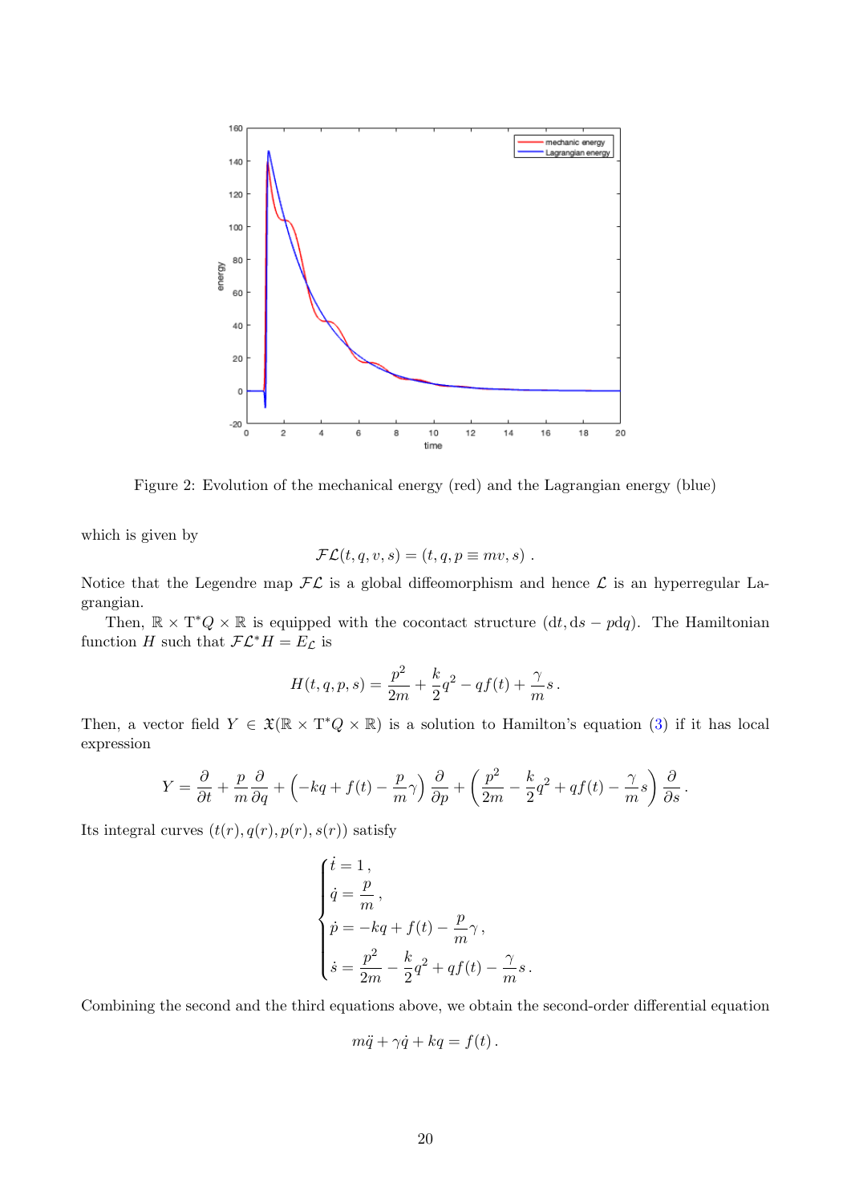Figure 2: Evolution of the mechanical energy (red) and the Lagrangian energy (blue)

which is given by

$$\mathcal{FL}(t, q, v, s) = (t, q, p \equiv mv, s) \ .$$

Notice that the Legendre map $\mathcal{FL}$ is a global diffeomorphism and hence $\mathcal{L}$ is an hyperregular Lagrangian.

Then, $\mathbb{R} \times \mathrm{T}^*Q \times \mathbb{R}$ is equipped with the cocontact structure $(\mathrm{d}t, \mathrm{d}s - p\mathrm{d}q)$. The Hamiltonian function $H$ such that $\mathcal{FL}^*H = E_{\mathcal{L}}$ is

$$H(t, q, p, s) = \frac{p^2}{2m} + \frac{k}{2}q^2 - qf(t) + \frac{\gamma}{m}s \, .$$

Then, a vector field $Y \in \mathfrak{X}(\mathbb{R} \times \mathrm{T}^*Q \times \mathbb{R})$ is a solution to Hamilton's equation (3) if it has local expression

$$Y = \frac{\partial}{\partial t} + \frac{p}{m}\frac{\partial}{\partial q} + \left(-kq + f(t) - \frac{p}{m}\gamma\right)\frac{\partial}{\partial p} + \left(\frac{p^2}{2m} - \frac{k}{2}q^2 + qf(t) - \frac{\gamma}{m}s\right)\frac{\partial}{\partial s} \, .$$

Its integral curves $(t(r), q(r), p(r), s(r))$ satisfy

$$\begin{cases} \dot{t} = 1 \, , \\ \dot{q} = \dfrac{p}{m} \, , \\ \dot{p} = -kq + f(t) - \dfrac{p}{m}\gamma \, , \\ \dot{s} = \dfrac{p^2}{2m} - \dfrac{k}{2}q^2 + qf(t) - \dfrac{\gamma}{m}s \, . \end{cases}$$

Combining the second and the third equations above, we obtain the second-order differential equation

$$m\ddot{q} + \gamma\dot{q} + kq = f(t) \, .$$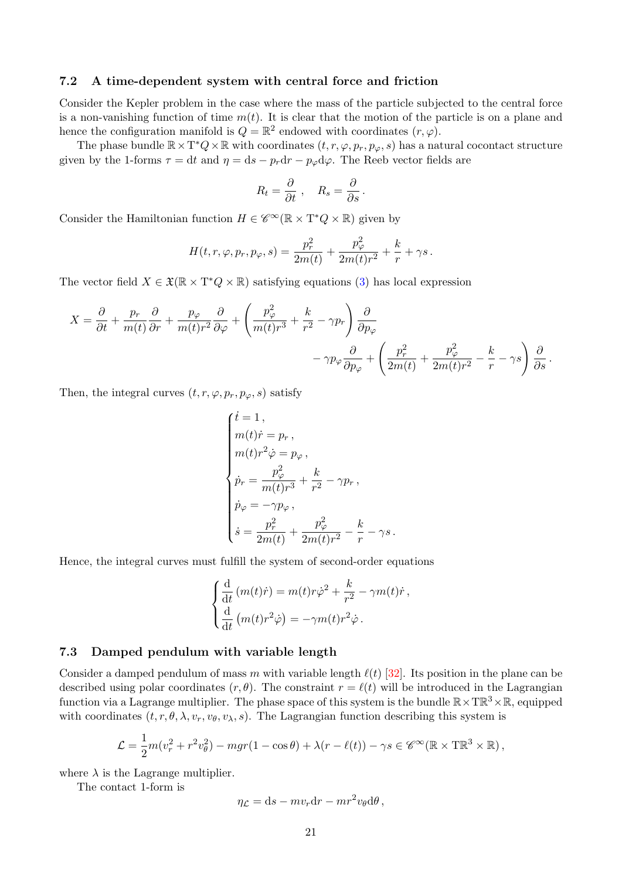### 7.2 A time-dependent system with central force and friction

Consider the Kepler problem in the case where the mass of the particle subjected to the central force is a non-vanishing function of time $m(t)$. It is clear that the motion of the particle is on a plane and hence the configuration manifold is $Q = \mathbb{R}^2$ endowed with coordinates $(r, \varphi)$.

The phase bundle $\mathbb{R}\times \mathrm{T}^*Q\times\mathbb{R}$ with coordinates $(t, r, \varphi, p_r, p_\varphi, s)$ has a natural cocontact structure given by the 1-forms $\tau = \mathrm{d}t$ and $\eta = \mathrm{d}s - p_r\mathrm{d}r - p_\varphi\mathrm{d}\varphi$. The Reeb vector fields are

$$
R_t = \frac{\partial}{\partial t}\,, \quad R_s = \frac{\partial}{\partial s}\,.
$$

Consider the Hamiltonian function $H \in \mathscr{C}^\infty(\mathbb{R}\times \mathrm{T}^*Q\times\mathbb{R})$ given by

$$
H(t, r, \varphi, p_r, p_\varphi, s) = \frac{p_r^2}{2m(t)} + \frac{p_\varphi^2}{2m(t)r^2} + \frac{k}{r} + \gamma s\,.
$$

The vector field $X \in \mathfrak{X}(\mathbb{R}\times \mathrm{T}^*Q\times\mathbb{R})$ satisfying equations (3) has local expression

$$
X = \frac{\partial}{\partial t} + \frac{p_r}{m(t)}\frac{\partial}{\partial r} + \frac{p_\varphi}{m(t)r^2}\frac{\partial}{\partial \varphi} + \left(\frac{p_\varphi^2}{m(t)r^3} + \frac{k}{r^2} - \gamma p_r\right)\frac{\partial}{\partial p_\varphi} - \gamma p_\varphi\frac{\partial}{\partial p_\varphi} + \left(\frac{p_r^2}{2m(t)} + \frac{p_\varphi^2}{2m(t)r^2} - \frac{k}{r} - \gamma s\right)\frac{\partial}{\partial s}\,.
$$

Then, the integral curves $(t, r, \varphi, p_r, p_\varphi, s)$ satisfy

$$
\begin{cases}
\dot t = 1\,,\\
m(t)\dot r = p_r\,,\\
m(t)r^2\dot\varphi = p_\varphi\,,\\
\dot p_r = \dfrac{p_\varphi^2}{m(t)r^3} + \dfrac{k}{r^2} - \gamma p_r\,,\\
\dot p_\varphi = -\gamma p_\varphi\,,\\
\dot s = \dfrac{p_r^2}{2m(t)} + \dfrac{p_\varphi^2}{2m(t)r^2} - \dfrac{k}{r} - \gamma s\,.
\end{cases}
$$

Hence, the integral curves must fulfill the system of second-order equations

$$
\begin{cases}
\dfrac{\mathrm{d}}{\mathrm{d}t}\left(m(t)\dot r\right) = m(t)r\dot\varphi^2 + \dfrac{k}{r^2} - \gamma m(t)\dot r\,,\\
\dfrac{\mathrm{d}}{\mathrm{d}t}\left(m(t)r^2\dot\varphi\right) = -\gamma m(t)r^2\dot\varphi\,.
\end{cases}
$$

### 7.3 Damped pendulum with variable length

Consider a damped pendulum of mass $m$ with variable length $\ell(t)$ [32]. Its position in the plane can be described using polar coordinates $(r, \theta)$. The constraint $r = \ell(t)$ will be introduced in the Lagrangian function via a Lagrange multiplier. The phase space of this system is the bundle $\mathbb{R}\times\mathrm{T}\mathbb{R}^3\times\mathbb{R}$, equipped with coordinates $(t, r, \theta, \lambda, v_r, v_\theta, v_\lambda, s)$. The Lagrangian function describing this system is

$$
\mathcal{L} = \frac{1}{2}m(v_r^2 + r^2v_\theta^2) - mgr(1-\cos\theta) + \lambda(r - \ell(t)) - \gamma s \in \mathscr{C}^\infty(\mathbb{R}\times\mathrm{T}\mathbb{R}^3\times\mathbb{R})\,,
$$

where $\lambda$ is the Lagrange multiplier.

The contact 1-form is

$$
\eta_{\mathcal{L}} = \mathrm{d}s - mv_r\mathrm{d}r - mr^2v_\theta\mathrm{d}\theta\,,
$$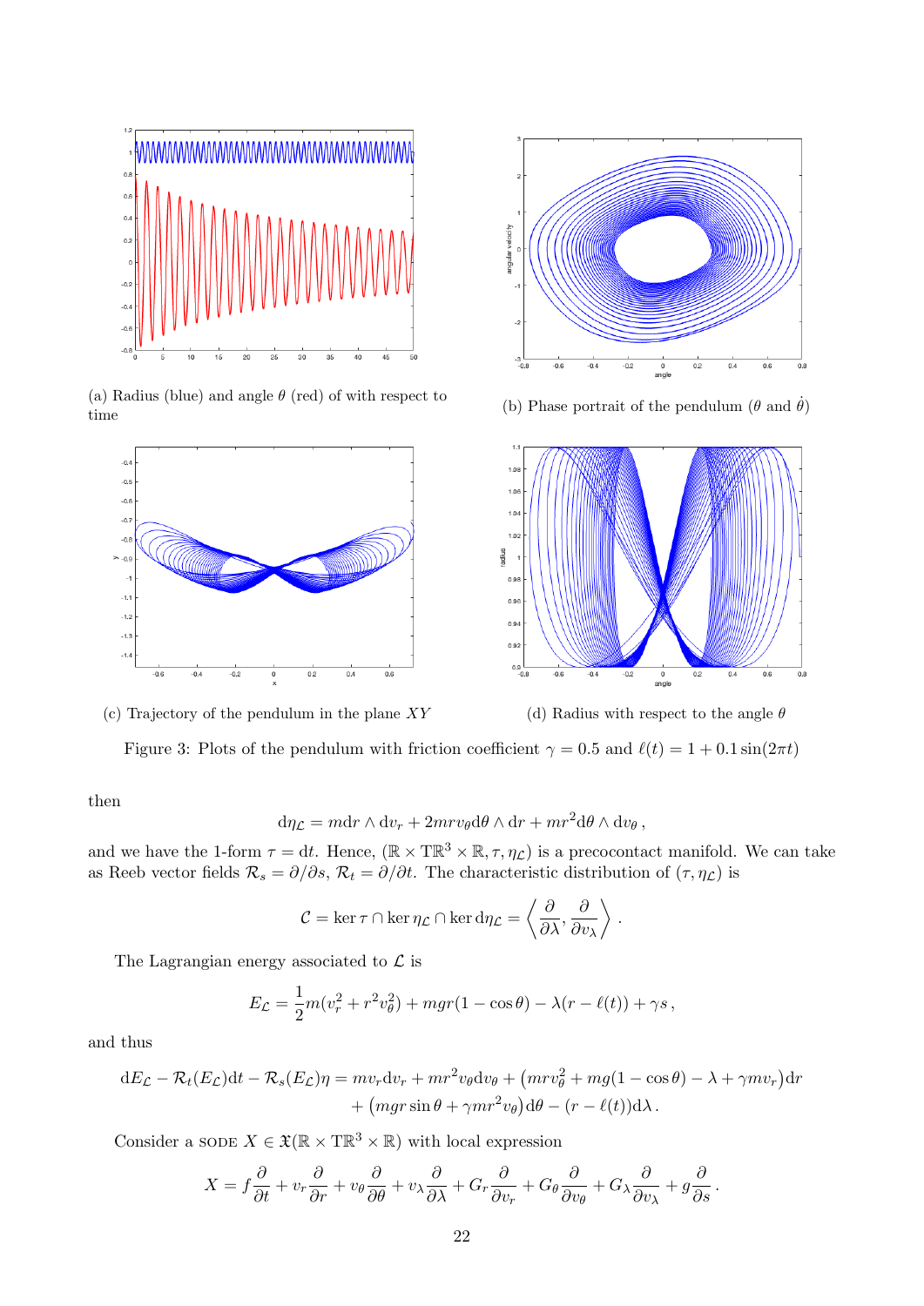(a) Radius (blue) and angle $\theta$ (red) of with respect to time

(b) Phase portrait of the pendulum ($\theta$ and $\dot{\theta}$)

(c) Trajectory of the pendulum in the plane $XY$

(d) Radius with respect to the angle $\theta$

Figure 3: Plots of the pendulum with friction coefficient $\gamma = 0.5$ and $\ell(t) = 1 + 0.1\sin(2\pi t)$

then

$$
\mathrm{d}\eta_{\mathcal{L}} = m\mathrm{d}r \wedge \mathrm{d}v_r + 2mrv_\theta \mathrm{d}\theta \wedge \mathrm{d}r + mr^2 \mathrm{d}\theta \wedge \mathrm{d}v_\theta \,,
$$

and we have the 1-form $\tau = \mathrm{d}t$. Hence, $(\mathbb{R} \times \mathrm{T}\mathbb{R}^3 \times \mathbb{R}, \tau, \eta_{\mathcal{L}})$ is a precocontact manifold. We can take as Reeb vector fields $\mathcal{R}_s = \partial/\partial s$, $\mathcal{R}_t = \partial/\partial t$. The characteristic distribution of $(\tau, \eta_{\mathcal{L}})$ is

$$
\mathcal{C} = \ker \tau \cap \ker \eta_{\mathcal{L}} \cap \ker \mathrm{d}\eta_{\mathcal{L}} = \left\langle \frac{\partial}{\partial \lambda}, \frac{\partial}{\partial v_\lambda} \right\rangle .
$$

The Lagrangian energy associated to $\mathcal{L}$ is

$$
E_{\mathcal{L}} = \frac{1}{2} m(v_r^2 + r^2 v_\theta^2) + mgr(1 - \cos\theta) - \lambda(r - \ell(t)) + \gamma s \,,
$$

and thus

$$
\begin{aligned}
\mathrm{d}E_{\mathcal{L}} - \mathcal{R}_t(E_{\mathcal{L}})\mathrm{d}t - \mathcal{R}_s(E_{\mathcal{L}})\eta = {} & mv_r \mathrm{d}v_r + mr^2 v_\theta \mathrm{d}v_\theta + \big(mrv_\theta^2 + mg(1 - \cos\theta) - \lambda + \gamma m v_r\big)\mathrm{d}r \\
& + \big(mgr\sin\theta + \gamma mr^2 v_\theta\big)\mathrm{d}\theta - (r - \ell(t))\mathrm{d}\lambda \,.
\end{aligned}
$$

Consider a SODE $X \in \mathfrak{X}(\mathbb{R} \times \mathrm{T}\mathbb{R}^3 \times \mathbb{R})$ with local expression

$$
X = f\frac{\partial}{\partial t} + v_r \frac{\partial}{\partial r} + v_\theta \frac{\partial}{\partial \theta} + v_\lambda \frac{\partial}{\partial \lambda} + G_r \frac{\partial}{\partial v_r} + G_\theta \frac{\partial}{\partial v_\theta} + G_\lambda \frac{\partial}{\partial v_\lambda} + g\frac{\partial}{\partial s} \,.
$$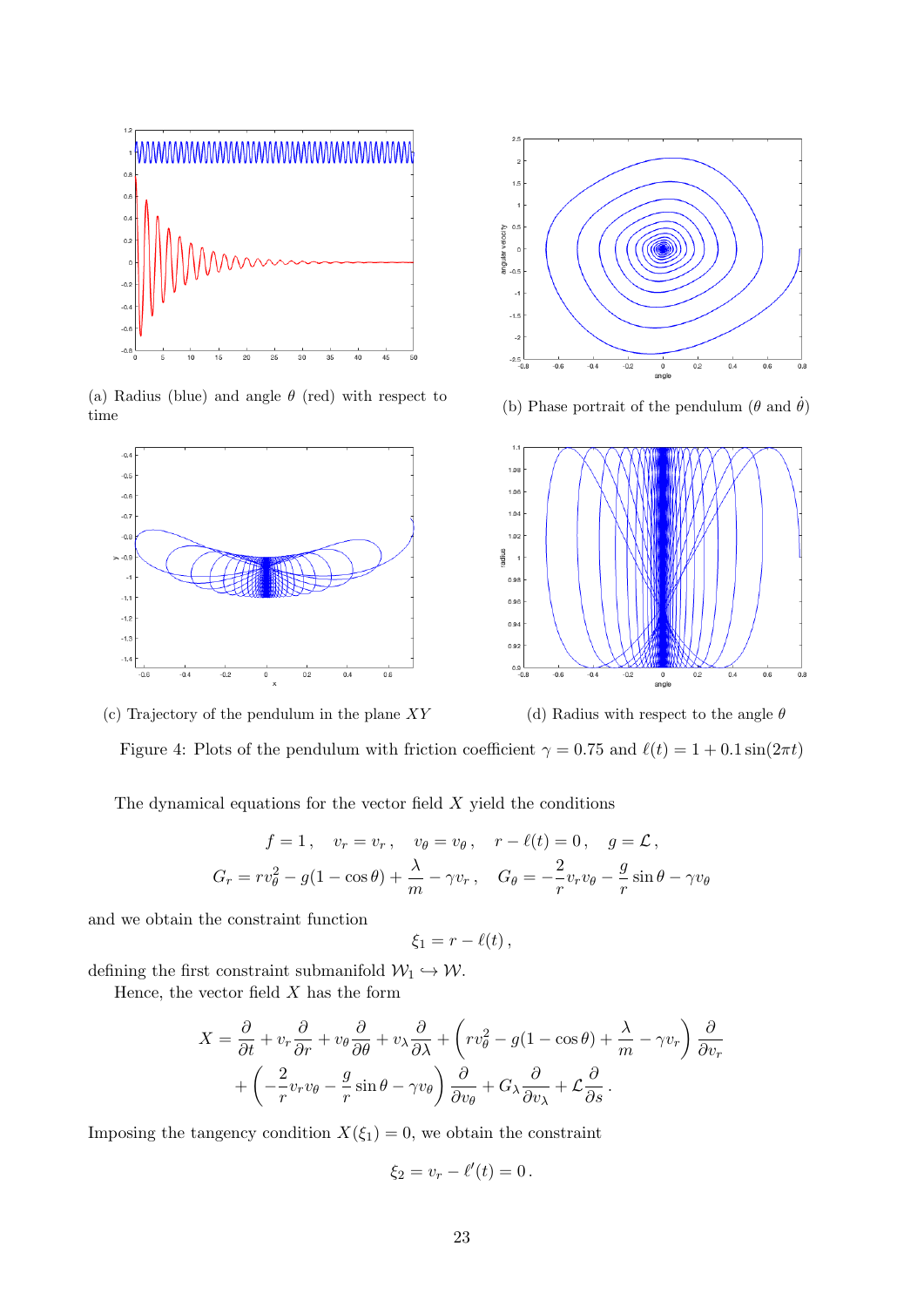(a) Radius (blue) and angle $\theta$ (red) with respect to time

(b) Phase portrait of the pendulum ($\theta$ and $\dot{\theta}$)

(c) Trajectory of the pendulum in the plane $XY$

(d) Radius with respect to the angle $\theta$

Figure 4: Plots of the pendulum with friction coefficient $\gamma = 0.75$ and $\ell(t) = 1 + 0.1\sin(2\pi t)$

The dynamical equations for the vector field $X$ yield the conditions

$$
f = 1\,, \quad v_r = v_r\,, \quad v_\theta = v_\theta\,, \quad r - \ell(t) = 0\,, \quad g = \mathcal{L}\,,
$$

$$
G_r = r v_\theta^2 - g(1 - \cos\theta) + \frac{\lambda}{m} - \gamma v_r\,, \quad G_\theta = -\frac{2}{r} v_r v_\theta - \frac{g}{r}\sin\theta - \gamma v_\theta
$$

and we obtain the constraint function

$$
\xi_1 = r - \ell(t)\,,
$$

defining the first constraint submanifold $\mathcal{W}_1 \hookrightarrow \mathcal{W}$.

Hence, the vector field $X$ has the form

$$
\begin{aligned}
X = \frac{\partial}{\partial t} + v_r \frac{\partial}{\partial r} + v_\theta \frac{\partial}{\partial \theta} + v_\lambda \frac{\partial}{\partial \lambda} + \left( r v_\theta^2 - g(1 - \cos\theta) + \frac{\lambda}{m} - \gamma v_r \right) \frac{\partial}{\partial v_r} \\
+ \left( -\frac{2}{r} v_r v_\theta - \frac{g}{r}\sin\theta - \gamma v_\theta \right) \frac{\partial}{\partial v_\theta} + G_\lambda \frac{\partial}{\partial v_\lambda} + \mathcal{L}\frac{\partial}{\partial s}\,.
\end{aligned}
$$

Imposing the tangency condition $X(\xi_1) = 0$, we obtain the constraint

$$
\xi_2 = v_r - \ell'(t) = 0\,.
$$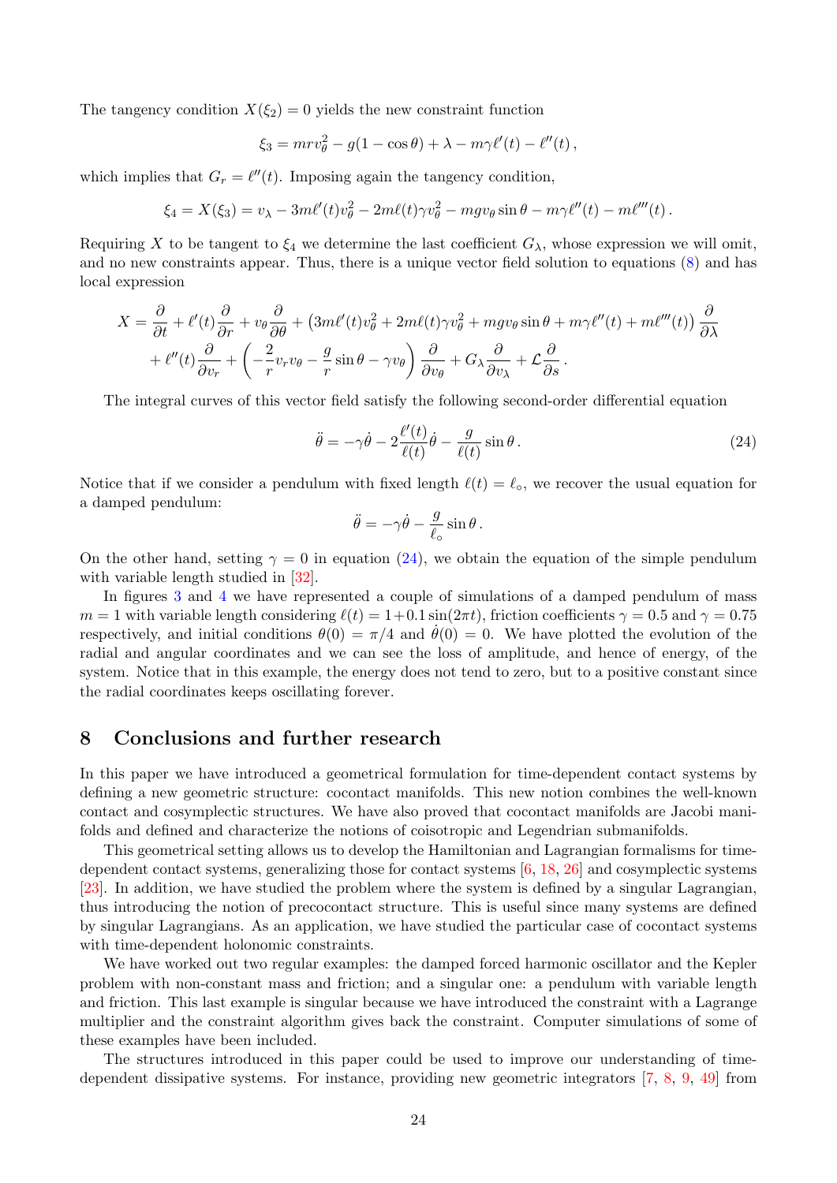The tangency condition $X(\xi_2) = 0$ yields the new constraint function

$$\xi_3 = mrv_\theta^2 - g(1-\cos\theta) + \lambda - m\gamma\ell'(t) - \ell''(t)\,,$$

which implies that $G_r = \ell''(t)$. Imposing again the tangency condition,

$$\xi_4 = X(\xi_3) = v_\lambda - 3m\ell'(t)v_\theta^2 - 2m\ell(t)\gamma v_\theta^2 - mgv_\theta\sin\theta - m\gamma\ell''(t) - m\ell'''(t)\,.$$

Requiring $X$ to be tangent to $\xi_4$ we determine the last coefficient $G_\lambda$, whose expression we will omit, and no new constraints appear. Thus, there is a unique vector field solution to equations (8) and has local expression

$$\begin{aligned} X = \frac{\partial}{\partial t} + \ell'(t)\frac{\partial}{\partial r} + v_\theta\frac{\partial}{\partial \theta} + \left(3m\ell'(t)v_\theta^2 + 2m\ell(t)\gamma v_\theta^2 + mgv_\theta\sin\theta + m\gamma\ell''(t) + m\ell'''(t)\right)\frac{\partial}{\partial\lambda} \\ + \ell''(t)\frac{\partial}{\partial v_r} + \left(-\frac{2}{r}v_r v_\theta - \frac{g}{r}\sin\theta - \gamma v_\theta\right)\frac{\partial}{\partial v_\theta} + G_\lambda\frac{\partial}{\partial v_\lambda} + \mathcal{L}\frac{\partial}{\partial s}\,. \end{aligned}$$

The integral curves of this vector field satisfy the following second-order differential equation

$$\ddot\theta = -\gamma\dot\theta - 2\frac{\ell'(t)}{\ell(t)}\dot\theta - \frac{g}{\ell(t)}\sin\theta\,. \tag{24}$$

Notice that if we consider a pendulum with fixed length $\ell(t) = \ell_\circ$, we recover the usual equation for a damped pendulum:

$$\ddot\theta = -\gamma\dot\theta - \frac{g}{\ell_\circ}\sin\theta\,.$$

On the other hand, setting $\gamma = 0$ in equation (24), we obtain the equation of the simple pendulum with variable length studied in [32].

In figures 3 and 4 we have represented a couple of simulations of a damped pendulum of mass $m = 1$ with variable length considering $\ell(t) = 1 + 0.1\sin(2\pi t)$, friction coefficients $\gamma = 0.5$ and $\gamma = 0.75$ respectively, and initial conditions $\theta(0) = \pi/4$ and $\dot\theta(0) = 0$. We have plotted the evolution of the radial and angular coordinates and we can see the loss of amplitude, and hence of energy, of the system. Notice that in this example, the energy does not tend to zero, but to a positive constant since the radial coordinates keeps oscillating forever.

# 8 Conclusions and further research

In this paper we have introduced a geometrical formulation for time-dependent contact systems by defining a new geometric structure: cocontact manifolds. This new notion combines the well-known contact and cosymplectic structures. We have also proved that cocontact manifolds are Jacobi manifolds and defined and characterize the notions of coisotropic and Legendrian submanifolds.

This geometrical setting allows us to develop the Hamiltonian and Lagrangian formalisms for time-dependent contact systems, generalizing those for contact systems [6, 18, 26] and cosymplectic systems [23]. In addition, we have studied the problem where the system is defined by a singular Lagrangian, thus introducing the notion of precocontact structure. This is useful since many systems are defined by singular Lagrangians. As an application, we have studied the particular case of cocontact systems with time-dependent holonomic constraints.

We have worked out two regular examples: the damped forced harmonic oscillator and the Kepler problem with non-constant mass and friction; and a singular one: a pendulum with variable length and friction. This last example is singular because we have introduced the constraint with a Lagrange multiplier and the constraint algorithm gives back the constraint. Computer simulations of some of these examples have been included.

The structures introduced in this paper could be used to improve our understanding of time-dependent dissipative systems. For instance, providing new geometric integrators [7, 8, 9, 49] from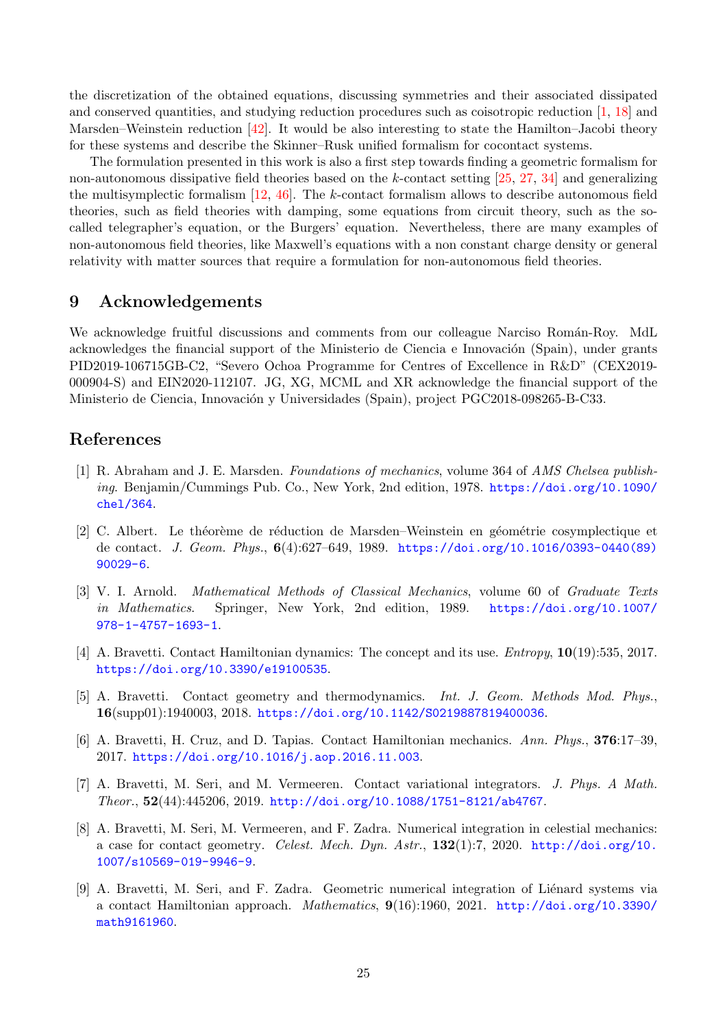the discretization of the obtained equations, discussing symmetries and their associated dissipated and conserved quantities, and studying reduction procedures such as coisotropic reduction [1, 18] and Marsden–Weinstein reduction [42]. It would be also interesting to state the Hamilton–Jacobi theory for these systems and describe the Skinner–Rusk unified formalism for cocontact systems.

The formulation presented in this work is also a first step towards finding a geometric formalism for non-autonomous dissipative field theories based on the $k$-contact setting [25, 27, 34] and generalizing the multisymplectic formalism [12, 46]. The $k$-contact formalism allows to describe autonomous field theories, such as field theories with damping, some equations from circuit theory, such as the so-called telegrapher's equation, or the Burgers' equation. Nevertheless, there are many examples of non-autonomous field theories, like Maxwell's equations with a non constant charge density or general relativity with matter sources that require a formulation for non-autonomous field theories.

## 9 Acknowledgements

We acknowledge fruitful discussions and comments from our colleague Narciso Román-Roy. MdL acknowledges the financial support of the Ministerio de Ciencia e Innovación (Spain), under grants PID2019-106715GB-C2, "Severo Ochoa Programme for Centres of Excellence in R&D" (CEX2019-000904-S) and EIN2020-112107. JG, XG, MCML and XR acknowledge the financial support of the Ministerio de Ciencia, Innovación y Universidades (Spain), project PGC2018-098265-B-C33.

## References

[1] R. Abraham and J. E. Marsden. *Foundations of mechanics*, volume 364 of *AMS Chelsea publishing*. Benjamin/Cummings Pub. Co., New York, 2nd edition, 1978. https://doi.org/10.1090/chel/364.

[2] C. Albert. Le théorème de réduction de Marsden–Weinstein en géométrie cosymplectique et de contact. *J. Geom. Phys.*, **6**(4):627–649, 1989. https://doi.org/10.1016/0393-0440(89)90029-6.

[3] V. I. Arnold. *Mathematical Methods of Classical Mechanics*, volume 60 of *Graduate Texts in Mathematics*. Springer, New York, 2nd edition, 1989. https://doi.org/10.1007/978-1-4757-1693-1.

[4] A. Bravetti. Contact Hamiltonian dynamics: The concept and its use. *Entropy*, **10**(19):535, 2017. https://doi.org/10.3390/e19100535.

[5] A. Bravetti. Contact geometry and thermodynamics. *Int. J. Geom. Methods Mod. Phys.*, **16**(supp01):1940003, 2018. https://doi.org/10.1142/S0219887819400036.

[6] A. Bravetti, H. Cruz, and D. Tapias. Contact Hamiltonian mechanics. *Ann. Phys.*, **376**:17–39, 2017. https://doi.org/10.1016/j.aop.2016.11.003.

[7] A. Bravetti, M. Seri, and M. Vermeeren. Contact variational integrators. *J. Phys. A Math. Theor.*, **52**(44):445206, 2019. http://doi.org/10.1088/1751-8121/ab4767.

[8] A. Bravetti, M. Seri, M. Vermeeren, and F. Zadra. Numerical integration in celestial mechanics: a case for contact geometry. *Celest. Mech. Dyn. Astr.*, **132**(1):7, 2020. http://doi.org/10.1007/s10569-019-9946-9.

[9] A. Bravetti, M. Seri, and F. Zadra. Geometric numerical integration of Liénard systems via a contact Hamiltonian approach. *Mathematics*, **9**(16):1960, 2021. http://doi.org/10.3390/math9161960.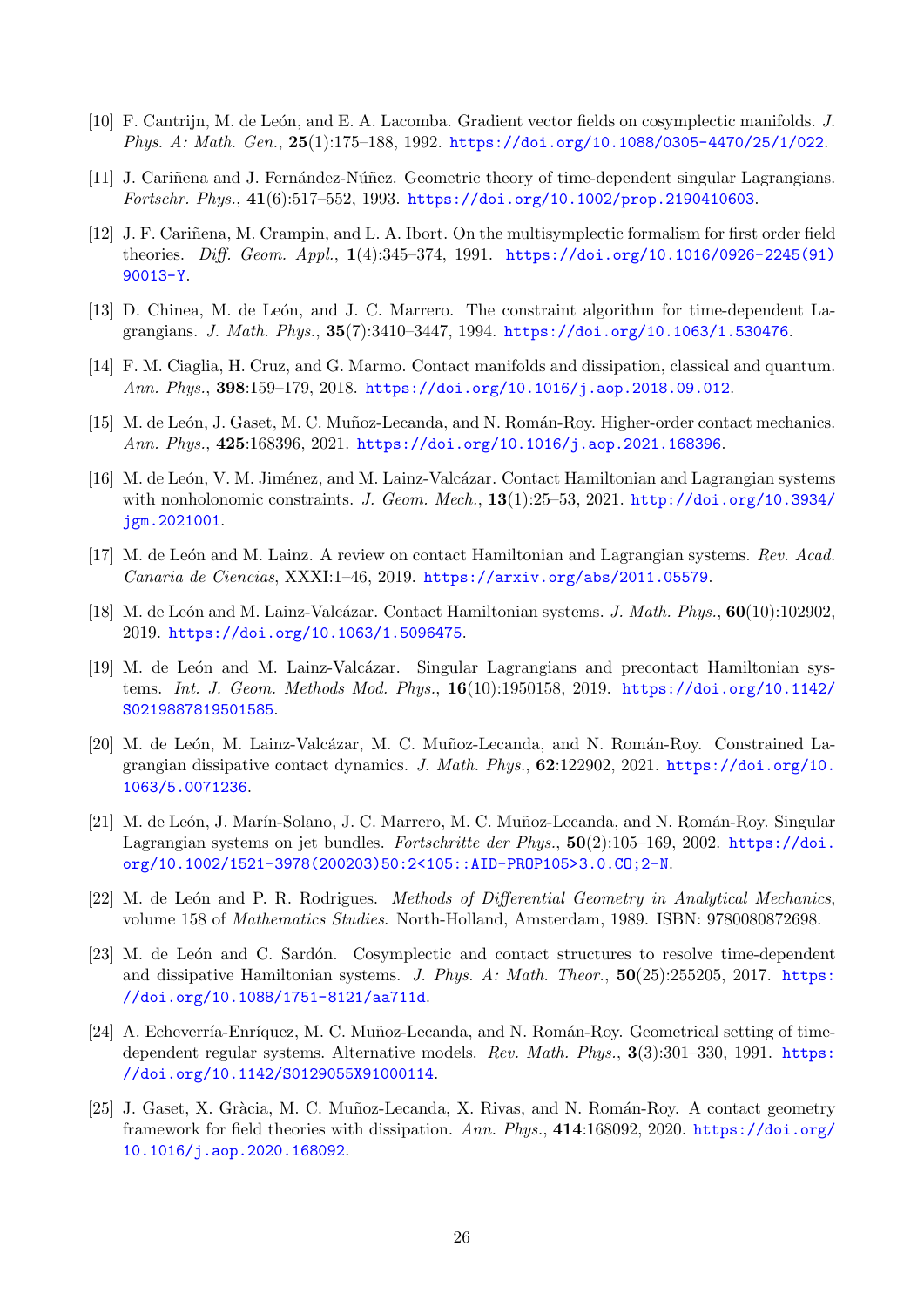[10] F. Cantrijn, M. de León, and E. A. Lacomba. Gradient vector fields on cosymplectic manifolds. *J. Phys. A: Math. Gen.*, **25**(1):175–188, 1992. https://doi.org/10.1088/0305-4470/25/1/022.

[11] J. Cariñena and J. Fernández-Núñez. Geometric theory of time-dependent singular Lagrangians. *Fortschr. Phys.*, **41**(6):517–552, 1993. https://doi.org/10.1002/prop.2190410603.

[12] J. F. Cariñena, M. Crampin, and L. A. Ibort. On the multisymplectic formalism for first order field theories. *Diff. Geom. Appl.*, **1**(4):345–374, 1991. https://doi.org/10.1016/0926-2245(91)90013-Y.

[13] D. Chinea, M. de León, and J. C. Marrero. The constraint algorithm for time-dependent Lagrangians. *J. Math. Phys.*, **35**(7):3410–3447, 1994. https://doi.org/10.1063/1.530476.

[14] F. M. Ciaglia, H. Cruz, and G. Marmo. Contact manifolds and dissipation, classical and quantum. *Ann. Phys.*, **398**:159–179, 2018. https://doi.org/10.1016/j.aop.2018.09.012.

[15] M. de León, J. Gaset, M. C. Muñoz-Lecanda, and N. Román-Roy. Higher-order contact mechanics. *Ann. Phys.*, **425**:168396, 2021. https://doi.org/10.1016/j.aop.2021.168396.

[16] M. de León, V. M. Jiménez, and M. Lainz-Valcázar. Contact Hamiltonian and Lagrangian systems with nonholonomic constraints. *J. Geom. Mech.*, **13**(1):25–53, 2021. http://doi.org/10.3934/jgm.2021001.

[17] M. de León and M. Lainz. A review on contact Hamiltonian and Lagrangian systems. *Rev. Acad. Canaria de Ciencias*, XXXI:1–46, 2019. https://arxiv.org/abs/2011.05579.

[18] M. de León and M. Lainz-Valcázar. Contact Hamiltonian systems. *J. Math. Phys.*, **60**(10):102902, 2019. https://doi.org/10.1063/1.5096475.

[19] M. de León and M. Lainz-Valcázar. Singular Lagrangians and precontact Hamiltonian systems. *Int. J. Geom. Methods Mod. Phys.*, **16**(10):1950158, 2019. https://doi.org/10.1142/S0219887819501585.

[20] M. de León, M. Lainz-Valcázar, M. C. Muñoz-Lecanda, and N. Román-Roy. Constrained Lagrangian dissipative contact dynamics. *J. Math. Phys.*, **62**:122902, 2021. https://doi.org/10.1063/5.0071236.

[21] M. de León, J. Marín-Solano, J. C. Marrero, M. C. Muñoz-Lecanda, and N. Román-Roy. Singular Lagrangian systems on jet bundles. *Fortschritte der Phys.*, **50**(2):105–169, 2002. https://doi.org/10.1002/1521-3978(200203)50:2<105::AID-PROP105>3.0.CO;2-N.

[22] M. de León and P. R. Rodrigues. *Methods of Differential Geometry in Analytical Mechanics*, volume 158 of *Mathematics Studies*. North-Holland, Amsterdam, 1989. ISBN: 9780080872698.

[23] M. de León and C. Sardón. Cosymplectic and contact structures to resolve time-dependent and dissipative Hamiltonian systems. *J. Phys. A: Math. Theor.*, **50**(25):255205, 2017. https://doi.org/10.1088/1751-8121/aa711d.

[24] A. Echeverría-Enríquez, M. C. Muñoz-Lecanda, and N. Román-Roy. Geometrical setting of time-dependent regular systems. Alternative models. *Rev. Math. Phys.*, **3**(3):301–330, 1991. https://doi.org/10.1142/S0129055X91000114.

[25] J. Gaset, X. Gràcia, M. C. Muñoz-Lecanda, X. Rivas, and N. Román-Roy. A contact geometry framework for field theories with dissipation. *Ann. Phys.*, **414**:168092, 2020. https://doi.org/10.1016/j.aop.2020.168092.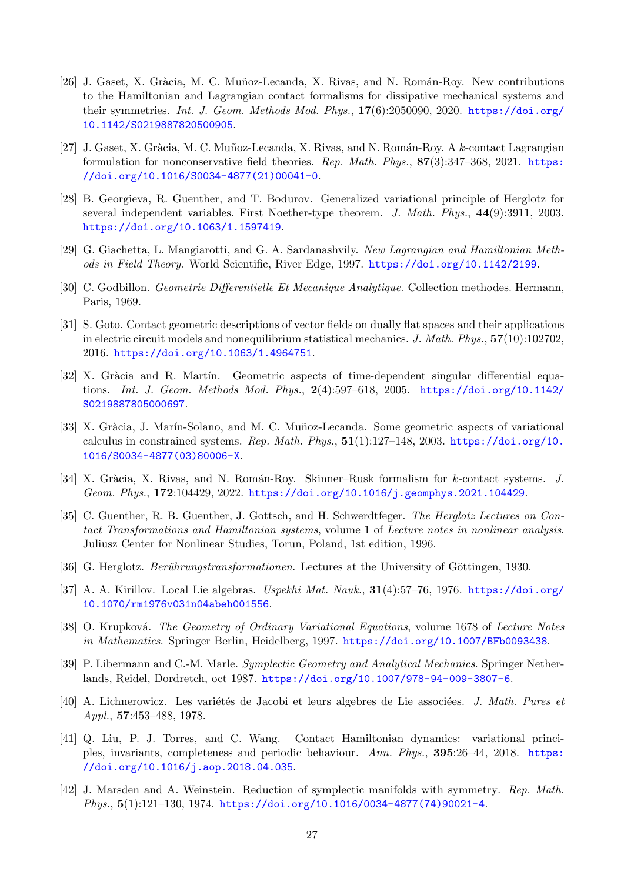[26] J. Gaset, X. Gràcia, M. C. Muñoz-Lecanda, X. Rivas, and N. Román-Roy. New contributions to the Hamiltonian and Lagrangian contact formalisms for dissipative mechanical systems and their symmetries. *Int. J. Geom. Methods Mod. Phys.*, **17**(6):2050090, 2020. https://doi.org/10.1142/S0219887820500905.

[27] J. Gaset, X. Gràcia, M. C. Muñoz-Lecanda, X. Rivas, and N. Román-Roy. A $k$-contact Lagrangian formulation for nonconservative field theories. *Rep. Math. Phys.*, **87**(3):347–368, 2021. https://doi.org/10.1016/S0034-4877(21)00041-0.

[28] B. Georgieva, R. Guenther, and T. Bodurov. Generalized variational principle of Herglotz for several independent variables. First Noether-type theorem. *J. Math. Phys.*, **44**(9):3911, 2003. https://doi.org/10.1063/1.1597419.

[29] G. Giachetta, L. Mangiarotti, and G. A. Sardanashvily. *New Lagrangian and Hamiltonian Methods in Field Theory*. World Scientific, River Edge, 1997. https://doi.org/10.1142/2199.

[30] C. Godbillon. *Geometrie Differentielle Et Mecanique Analytique*. Collection methodes. Hermann, Paris, 1969.

[31] S. Goto. Contact geometric descriptions of vector fields on dually flat spaces and their applications in electric circuit models and nonequilibrium statistical mechanics. *J. Math. Phys.*, **57**(10):102702, 2016. https://doi.org/10.1063/1.4964751.

[32] X. Gràcia and R. Martín. Geometric aspects of time-dependent singular differential equations. *Int. J. Geom. Methods Mod. Phys.*, **2**(4):597–618, 2005. https://doi.org/10.1142/S0219887805000697.

[33] X. Gràcia, J. Marín-Solano, and M. C. Muñoz-Lecanda. Some geometric aspects of variational calculus in constrained systems. *Rep. Math. Phys.*, **51**(1):127–148, 2003. https://doi.org/10.1016/S0034-4877(03)80006-X.

[34] X. Gràcia, X. Rivas, and N. Román-Roy. Skinner–Rusk formalism for $k$-contact systems. *J. Geom. Phys.*, **172**:104429, 2022. https://doi.org/10.1016/j.geomphys.2021.104429.

[35] C. Guenther, R. B. Guenther, J. Gottsch, and H. Schwerdtfeger. *The Herglotz Lectures on Contact Transformations and Hamiltonian systems*, volume 1 of *Lecture notes in nonlinear analysis*. Juliusz Center for Nonlinear Studies, Torun, Poland, 1st edition, 1996.

[36] G. Herglotz. *Berührungstransformationen*. Lectures at the University of Göttingen, 1930.

[37] A. A. Kirillov. Local Lie algebras. *Uspekhi Mat. Nauk.*, **31**(4):57–76, 1976. https://doi.org/10.1070/rm1976v031n04abeh001556.

[38] O. Krupková. *The Geometry of Ordinary Variational Equations*, volume 1678 of *Lecture Notes in Mathematics*. Springer Berlin, Heidelberg, 1997. https://doi.org/10.1007/BFb0093438.

[39] P. Libermann and C.-M. Marle. *Symplectic Geometry and Analytical Mechanics*. Springer Netherlands, Reidel, Dordretch, oct 1987. https://doi.org/10.1007/978-94-009-3807-6.

[40] A. Lichnerowicz. Les variétés de Jacobi et leurs algebres de Lie associées. *J. Math. Pures et Appl.*, **57**:453–488, 1978.

[41] Q. Liu, P. J. Torres, and C. Wang. Contact Hamiltonian dynamics: variational principles, invariants, completeness and periodic behaviour. *Ann. Phys.*, **395**:26–44, 2018. https://doi.org/10.1016/j.aop.2018.04.035.

[42] J. Marsden and A. Weinstein. Reduction of symplectic manifolds with symmetry. *Rep. Math. Phys.*, **5**(1):121–130, 1974. https://doi.org/10.1016/0034-4877(74)90021-4.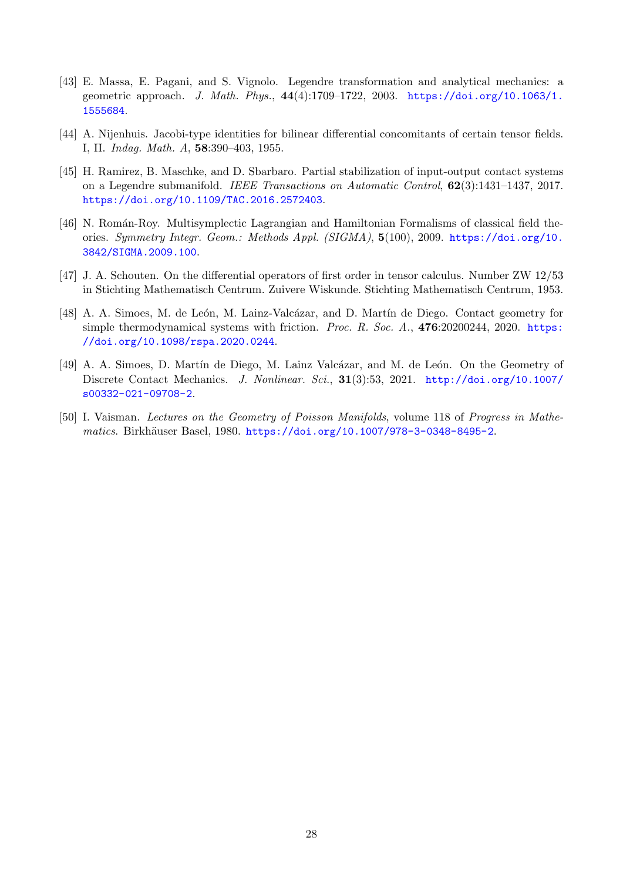[43] E. Massa, E. Pagani, and S. Vignolo. Legendre transformation and analytical mechanics: a geometric approach. *J. Math. Phys.*, **44**(4):1709–1722, 2003. https://doi.org/10.1063/1.1555684.

[44] A. Nijenhuis. Jacobi-type identities for bilinear differential concomitants of certain tensor fields. I, II. *Indag. Math. A*, **58**:390–403, 1955.

[45] H. Ramirez, B. Maschke, and D. Sbarbaro. Partial stabilization of input-output contact systems on a Legendre submanifold. *IEEE Transactions on Automatic Control*, **62**(3):1431–1437, 2017. https://doi.org/10.1109/TAC.2016.2572403.

[46] N. Román-Roy. Multisymplectic Lagrangian and Hamiltonian Formalisms of classical field theories. *Symmetry Integr. Geom.: Methods Appl. (SIGMA)*, **5**(100), 2009. https://doi.org/10.3842/SIGMA.2009.100.

[47] J. A. Schouten. On the differential operators of first order in tensor calculus. Number ZW 12/53 in Stichting Mathematisch Centrum. Zuivere Wiskunde. Stichting Mathematisch Centrum, 1953.

[48] A. A. Simoes, M. de León, M. Lainz-Valcázar, and D. Martín de Diego. Contact geometry for simple thermodynamical systems with friction. *Proc. R. Soc. A.*, **476**:20200244, 2020. https://doi.org/10.1098/rspa.2020.0244.

[49] A. A. Simoes, D. Martín de Diego, M. Lainz Valcázar, and M. de León. On the Geometry of Discrete Contact Mechanics. *J. Nonlinear. Sci.*, **31**(3):53, 2021. http://doi.org/10.1007/s00332-021-09708-2.

[50] I. Vaisman. *Lectures on the Geometry of Poisson Manifolds*, volume 118 of *Progress in Mathematics*. Birkhäuser Basel, 1980. https://doi.org/10.1007/978-3-0348-8495-2.